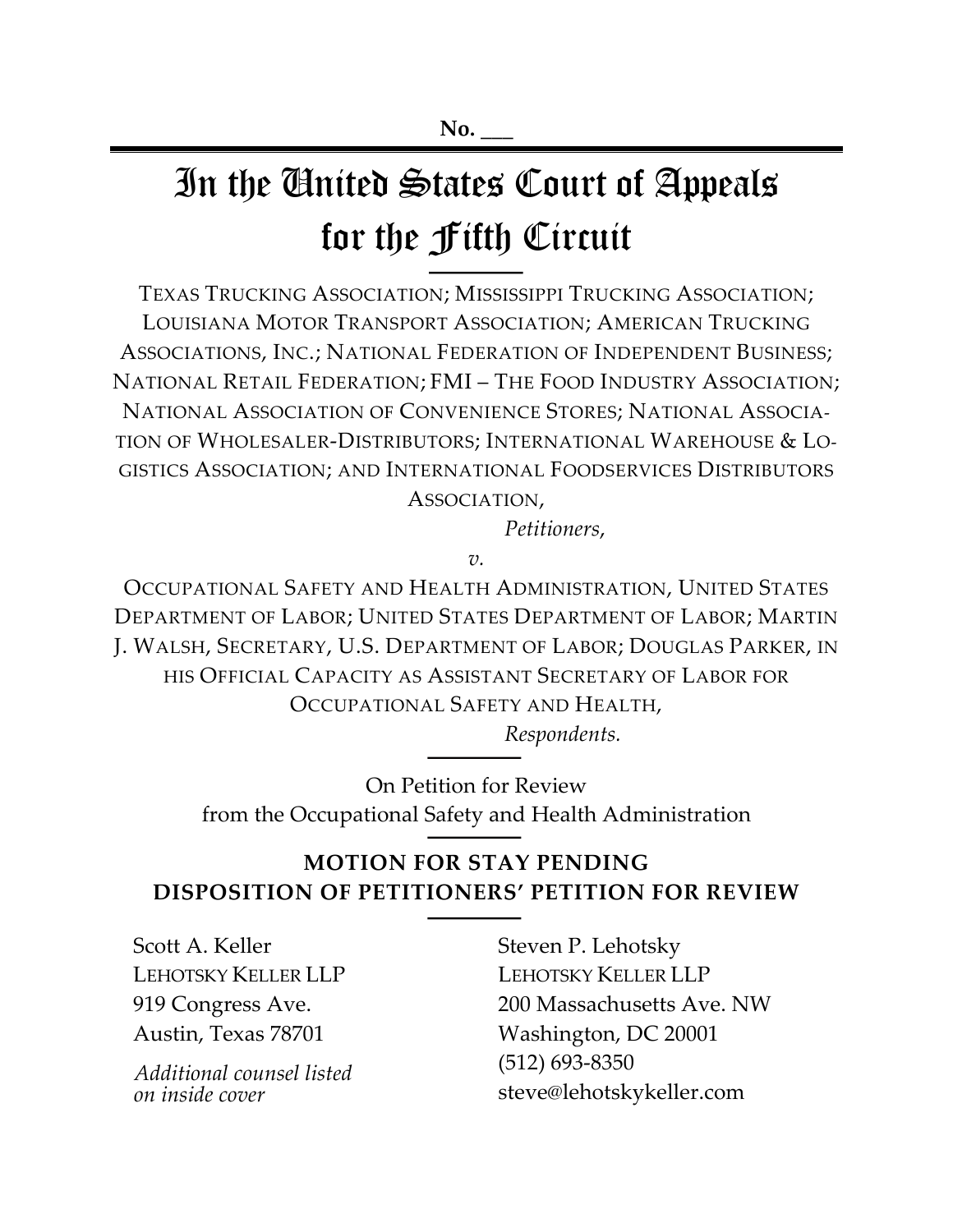No. ___

# In the United States Court of Appeals for the Fifth Circuit

TEXAS TRUCKING ASSOCIATION; MISSISSIPPI TRUCKING ASSOCIATION; LOUISIANA MOTOR TRANSPORT ASSOCIATION; AMERICAN TRUCKING ASSOCIATIONS, INC.; NATIONAL FEDERATION OF INDEPENDENT BUSINESS; NATIONAL RETAIL FEDERATION; FMI – THE FOOD INDUSTRY ASSOCIATION; NATIONAL ASSOCIATION OF CONVENIENCE STORES; NATIONAL ASSOCIATION OF WHOLESALER-DISTRIBUTORS; INTERNATIONAL WAREHOUSE & LOGISTICS ASSOCIATION; AND INTERNATIONAL FOODSERVICES DISTRIBUTORS ASSOCIATION,

*Petitioners*,

*v.*

OCCUPATIONAL SAFETY AND HEALTH ADMINISTRATION, UNITED STATES DEPARTMENT OF LABOR; UNITED STATES DEPARTMENT OF LABOR; MARTIN J. WALSH, SECRETARY, U.S. DEPARTMENT OF LABOR; DOUGLAS PARKER, IN HIS OFFICIAL CAPACITY AS ASSISTANT SECRETARY OF LABOR FOR OCCUPATIONAL SAFETY AND HEALTH,

*Respondents.*

On Petition for Review from the Occupational Safety and Health Administration

**MOTION FOR STAY PENDING DISPOSITION OF PETITIONERS' PETITION FOR REVIEW**

Scott A. Keller
LEHOTSKY KELLER LLP
919 Congress Ave.
Austin, Texas 78701

*Additional counsel listed on inside cover*

Steven P. Lehotsky
LEHOTSKY KELLER LLP
200 Massachusetts Ave. NW
Washington, DC 20001
(512) 693-8350
steve@lehotskykeller.com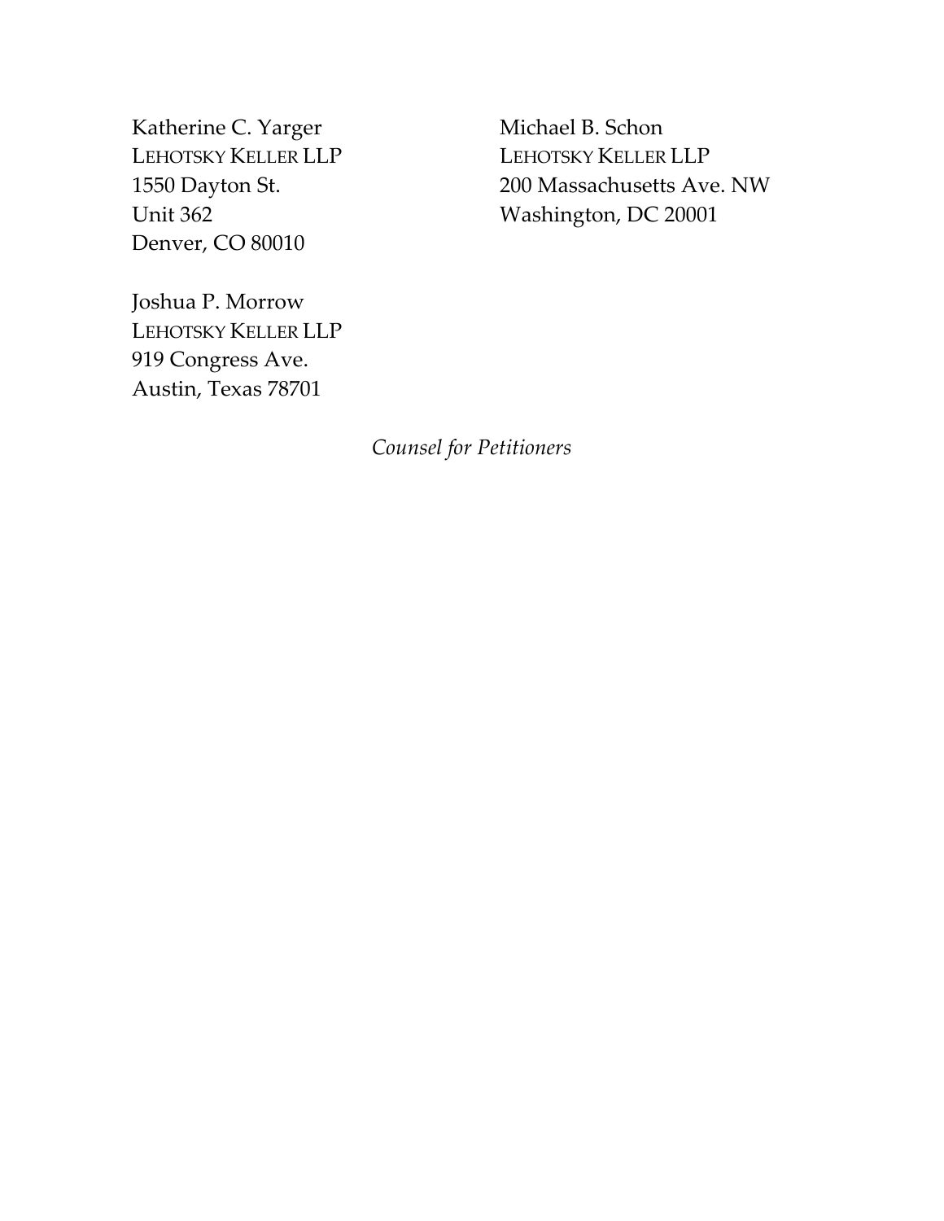Katherine C. Yarger
LEHOTSKY KELLER LLP
1550 Dayton St.
Unit 362
Denver, CO 80010

Michael B. Schon
LEHOTSKY KELLER LLP
200 Massachusetts Ave. NW
Washington, DC 20001

Joshua P. Morrow
LEHOTSKY KELLER LLP
919 Congress Ave.
Austin, Texas 78701

*Counsel for Petitioners*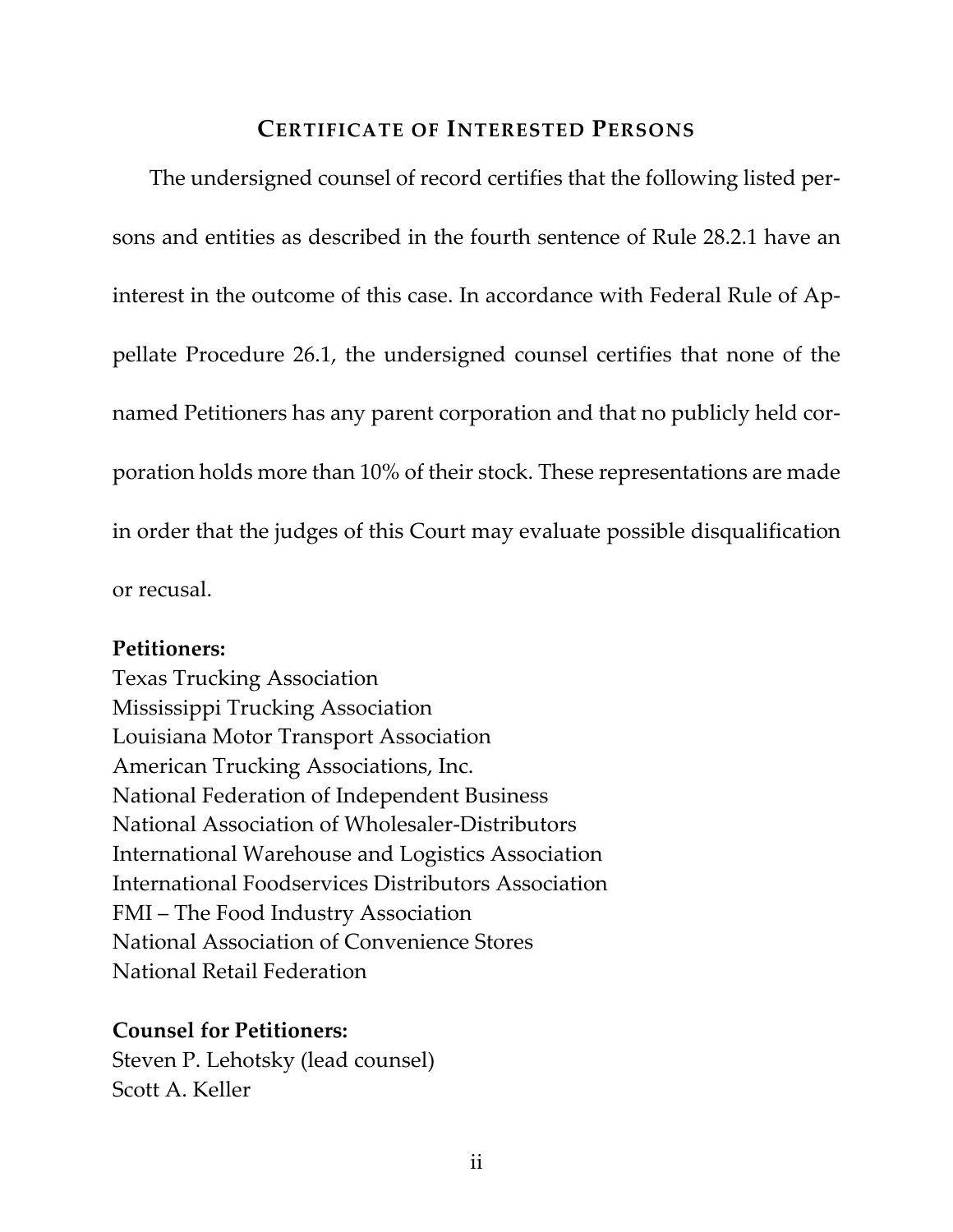## CERTIFICATE OF INTERESTED PERSONS

The undersigned counsel of record certifies that the following listed persons and entities as described in the fourth sentence of Rule 28.2.1 have an interest in the outcome of this case. In accordance with Federal Rule of Appellate Procedure 26.1, the undersigned counsel certifies that none of the named Petitioners has any parent corporation and that no publicly held corporation holds more than 10% of their stock. These representations are made in order that the judges of this Court may evaluate possible disqualification or recusal.

**Petitioners:**
Texas Trucking Association
Mississippi Trucking Association
Louisiana Motor Transport Association
American Trucking Associations, Inc.
National Federation of Independent Business
National Association of Wholesaler-Distributors
International Warehouse and Logistics Association
International Foodservices Distributors Association
FMI – The Food Industry Association
National Association of Convenience Stores
National Retail Federation

**Counsel for Petitioners:**
Steven P. Lehotsky (lead counsel)
Scott A. Keller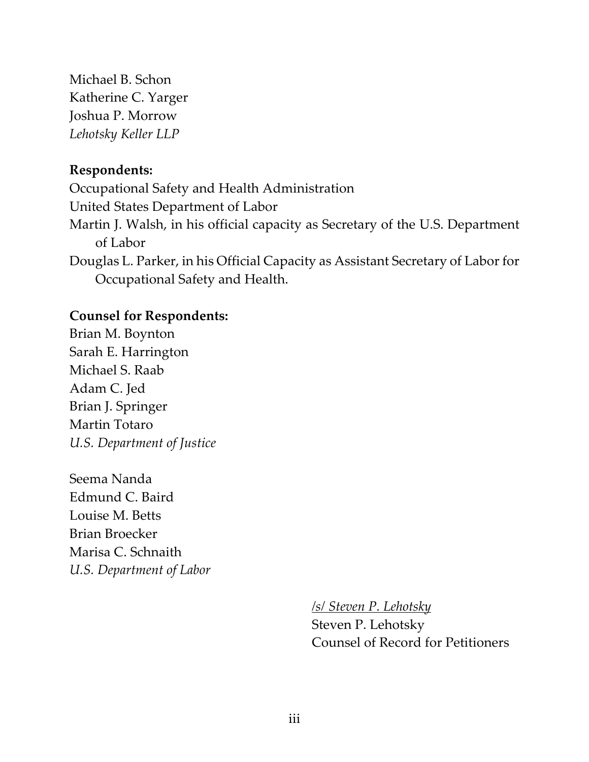Michael B. Schon
Katherine C. Yarger
Joshua P. Morrow
*Lehotsky Keller LLP*

**Respondents:**
Occupational Safety and Health Administration
United States Department of Labor
Martin J. Walsh, in his official capacity as Secretary of the U.S. Department of Labor
Douglas L. Parker, in his Official Capacity as Assistant Secretary of Labor for Occupational Safety and Health.

**Counsel for Respondents:**
Brian M. Boynton
Sarah E. Harrington
Michael S. Raab
Adam C. Jed
Brian J. Springer
Martin Totaro
*U.S. Department of Justice*

Seema Nanda
Edmund C. Baird
Louise M. Betts
Brian Broecker
Marisa C. Schnaith
*U.S. Department of Labor*

/s/ *Steven P. Lehotsky*
Steven P. Lehotsky
Counsel of Record for Petitioners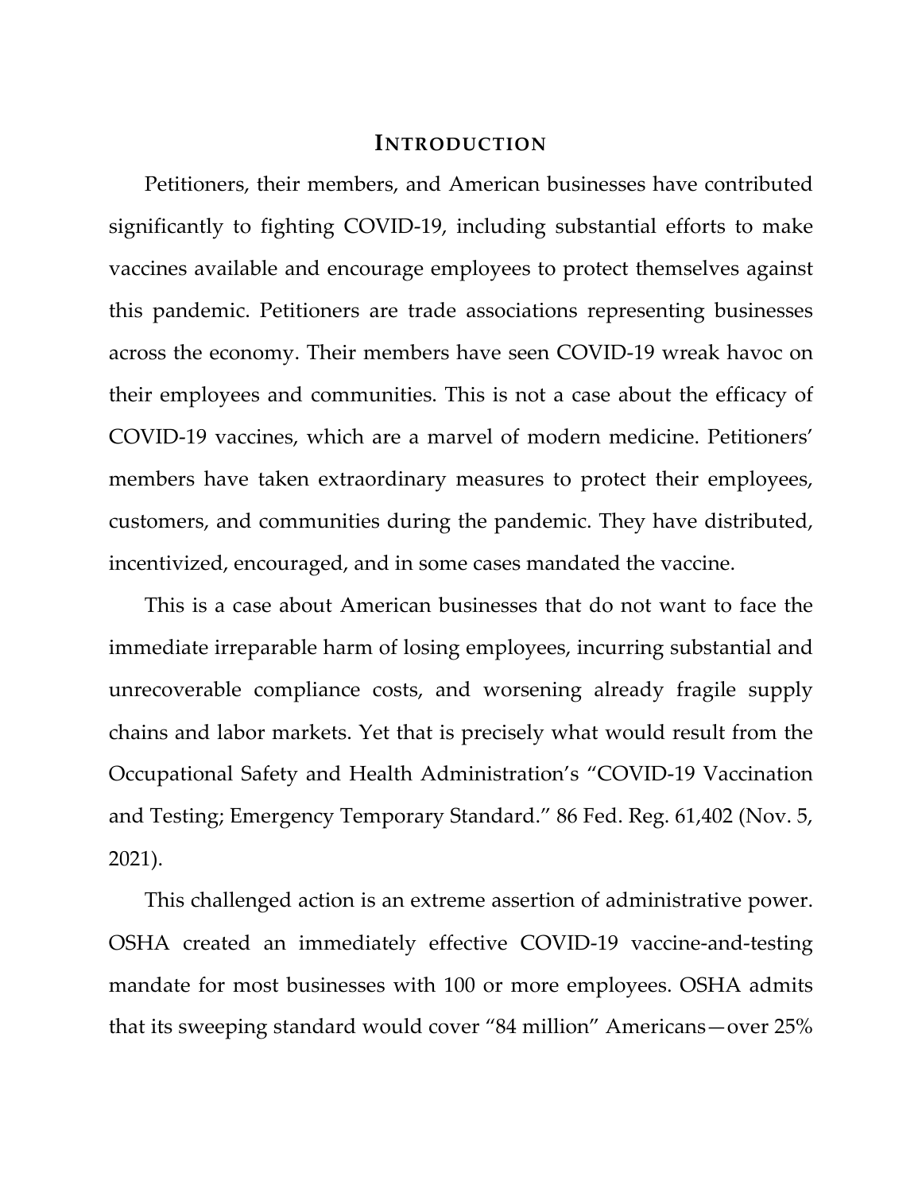# INTRODUCTION

Petitioners, their members, and American businesses have contributed significantly to fighting COVID-19, including substantial efforts to make vaccines available and encourage employees to protect themselves against this pandemic. Petitioners are trade associations representing businesses across the economy. Their members have seen COVID-19 wreak havoc on their employees and communities. This is not a case about the efficacy of COVID-19 vaccines, which are a marvel of modern medicine. Petitioners' members have taken extraordinary measures to protect their employees, customers, and communities during the pandemic. They have distributed, incentivized, encouraged, and in some cases mandated the vaccine.

This is a case about American businesses that do not want to face the immediate irreparable harm of losing employees, incurring substantial and unrecoverable compliance costs, and worsening already fragile supply chains and labor markets. Yet that is precisely what would result from the Occupational Safety and Health Administration's "COVID-19 Vaccination and Testing; Emergency Temporary Standard." 86 Fed. Reg. 61,402 (Nov. 5, 2021).

This challenged action is an extreme assertion of administrative power. OSHA created an immediately effective COVID-19 vaccine-and-testing mandate for most businesses with 100 or more employees. OSHA admits that its sweeping standard would cover "84 million" Americans—over 25%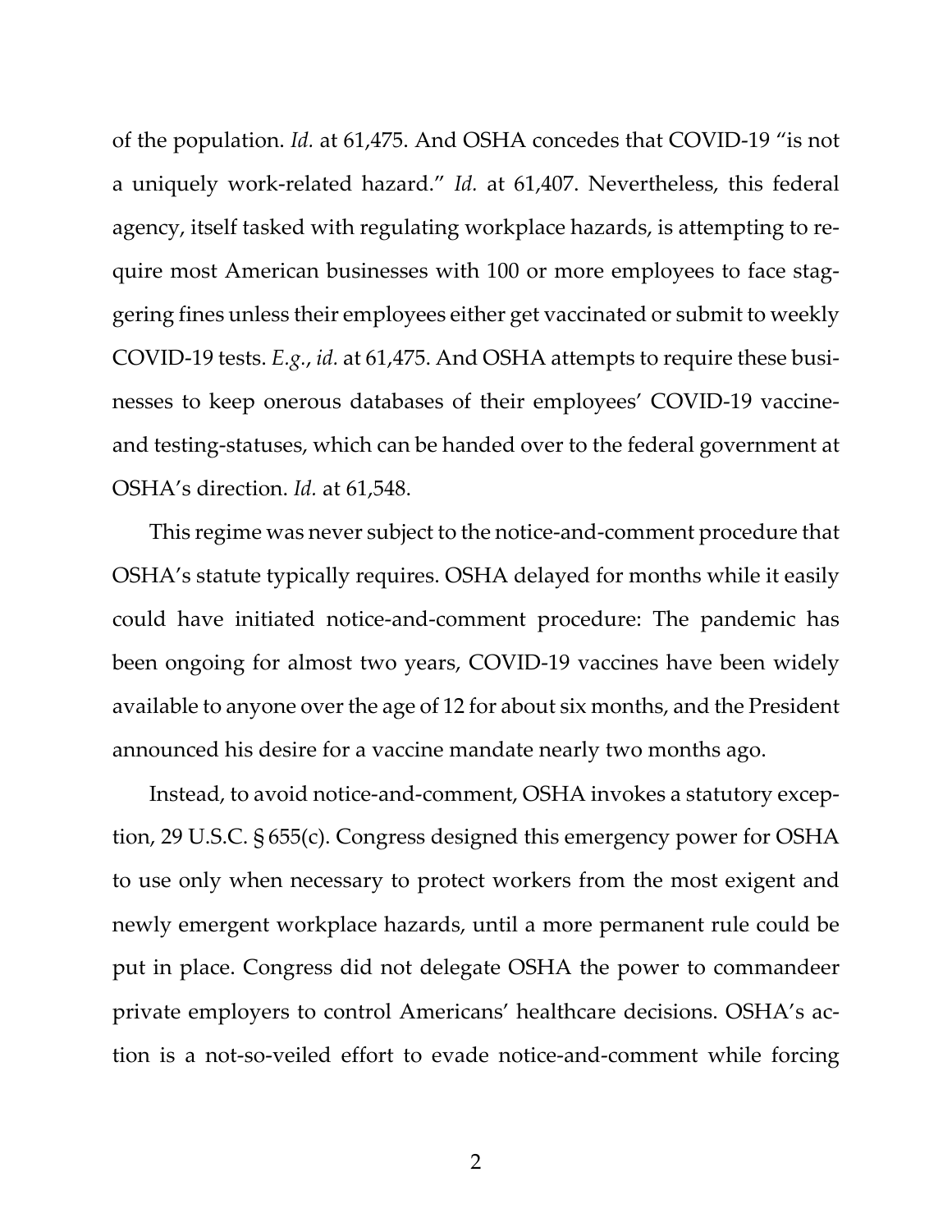of the population. *Id.* at 61,475. And OSHA concedes that COVID-19 "is not a uniquely work-related hazard." *Id.* at 61,407. Nevertheless, this federal agency, itself tasked with regulating workplace hazards, is attempting to require most American businesses with 100 or more employees to face staggering fines unless their employees either get vaccinated or submit to weekly COVID-19 tests. *E.g.*, *id.* at 61,475. And OSHA attempts to require these businesses to keep onerous databases of their employees' COVID-19 vaccine- and testing-statuses, which can be handed over to the federal government at OSHA's direction. *Id.* at 61,548.

This regime was never subject to the notice-and-comment procedure that OSHA's statute typically requires. OSHA delayed for months while it easily could have initiated notice-and-comment procedure: The pandemic has been ongoing for almost two years, COVID-19 vaccines have been widely available to anyone over the age of 12 for about six months, and the President announced his desire for a vaccine mandate nearly two months ago.

Instead, to avoid notice-and-comment, OSHA invokes a statutory exception, 29 U.S.C. § 655(c). Congress designed this emergency power for OSHA to use only when necessary to protect workers from the most exigent and newly emergent workplace hazards, until a more permanent rule could be put in place. Congress did not delegate OSHA the power to commandeer private employers to control Americans' healthcare decisions. OSHA's action is a not-so-veiled effort to evade notice-and-comment while forcing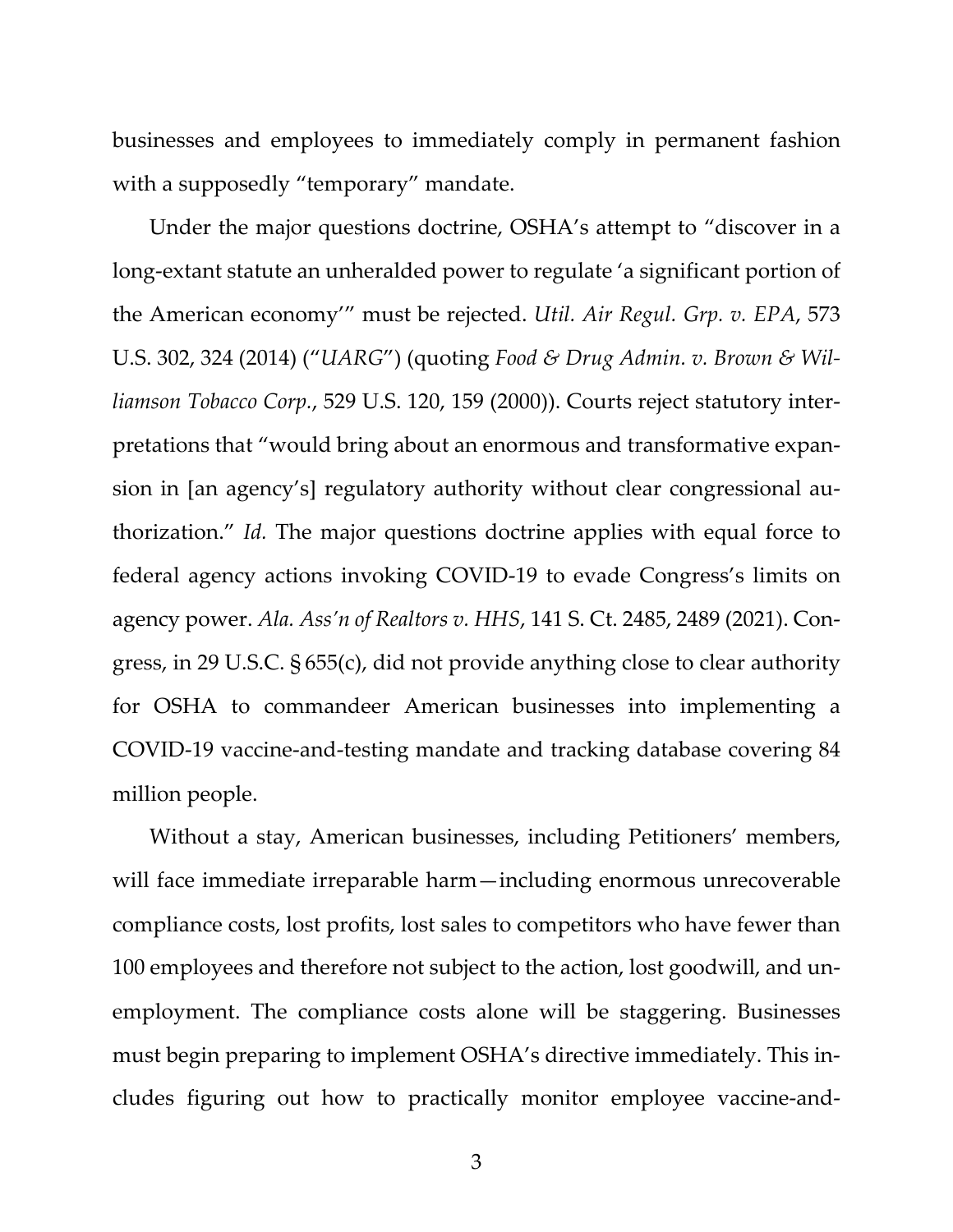businesses and employees to immediately comply in permanent fashion with a supposedly "temporary" mandate.

Under the major questions doctrine, OSHA's attempt to "discover in a long-extant statute an unheralded power to regulate 'a significant portion of the American economy'" must be rejected. *Util. Air Regul. Grp. v. EPA*, 573 U.S. 302, 324 (2014) ("*UARG*") (quoting *Food & Drug Admin. v. Brown & Williamson Tobacco Corp.*, 529 U.S. 120, 159 (2000)). Courts reject statutory interpretations that "would bring about an enormous and transformative expansion in [an agency's] regulatory authority without clear congressional authorization." *Id.* The major questions doctrine applies with equal force to federal agency actions invoking COVID-19 to evade Congress's limits on agency power. *Ala. Ass'n of Realtors v. HHS*, 141 S. Ct. 2485, 2489 (2021). Congress, in 29 U.S.C. § 655(c), did not provide anything close to clear authority for OSHA to commandeer American businesses into implementing a COVID-19 vaccine-and-testing mandate and tracking database covering 84 million people.

Without a stay, American businesses, including Petitioners' members, will face immediate irreparable harm—including enormous unrecoverable compliance costs, lost profits, lost sales to competitors who have fewer than 100 employees and therefore not subject to the action, lost goodwill, and unemployment. The compliance costs alone will be staggering. Businesses must begin preparing to implement OSHA's directive immediately. This includes figuring out how to practically monitor employee vaccine-and-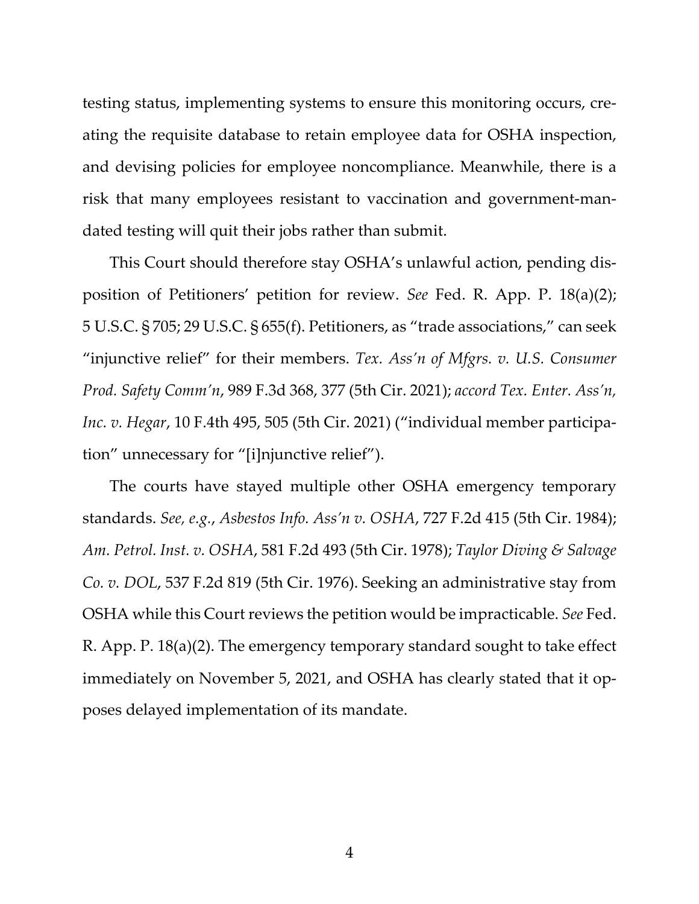testing status, implementing systems to ensure this monitoring occurs, creating the requisite database to retain employee data for OSHA inspection, and devising policies for employee noncompliance. Meanwhile, there is a risk that many employees resistant to vaccination and government-mandated testing will quit their jobs rather than submit.

This Court should therefore stay OSHA's unlawful action, pending disposition of Petitioners' petition for review. *See* Fed. R. App. P. 18(a)(2); 5 U.S.C. § 705; 29 U.S.C. § 655(f). Petitioners, as "trade associations," can seek "injunctive relief" for their members. *Tex. Ass'n of Mfgrs. v. U.S. Consumer Prod. Safety Comm'n*, 989 F.3d 368, 377 (5th Cir. 2021); *accord Tex. Enter. Ass'n, Inc. v. Hegar*, 10 F.4th 495, 505 (5th Cir. 2021) ("individual member participation" unnecessary for "[i]njunctive relief").

The courts have stayed multiple other OSHA emergency temporary standards. *See, e.g.*, *Asbestos Info. Ass'n v. OSHA*, 727 F.2d 415 (5th Cir. 1984); *Am. Petrol. Inst. v. OSHA*, 581 F.2d 493 (5th Cir. 1978); *Taylor Diving & Salvage Co. v. DOL*, 537 F.2d 819 (5th Cir. 1976). Seeking an administrative stay from OSHA while this Court reviews the petition would be impracticable. *See* Fed. R. App. P. 18(a)(2). The emergency temporary standard sought to take effect immediately on November 5, 2021, and OSHA has clearly stated that it opposes delayed implementation of its mandate.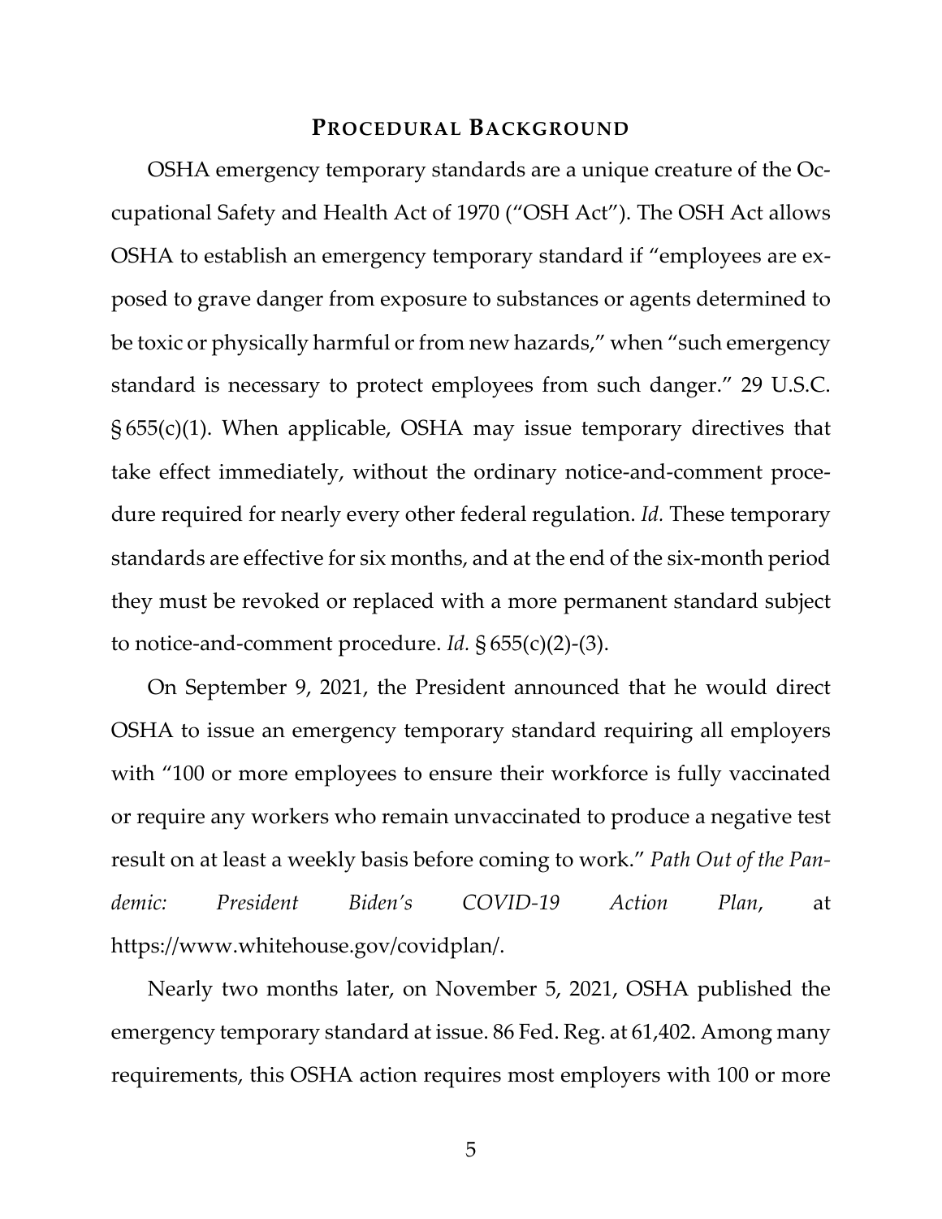## PROCEDURAL BACKGROUND

OSHA emergency temporary standards are a unique creature of the Occupational Safety and Health Act of 1970 ("OSH Act"). The OSH Act allows OSHA to establish an emergency temporary standard if "employees are exposed to grave danger from exposure to substances or agents determined to be toxic or physically harmful or from new hazards," when "such emergency standard is necessary to protect employees from such danger." 29 U.S.C. § 655(c)(1). When applicable, OSHA may issue temporary directives that take effect immediately, without the ordinary notice-and-comment procedure required for nearly every other federal regulation. *Id.* These temporary standards are effective for six months, and at the end of the six-month period they must be revoked or replaced with a more permanent standard subject to notice-and-comment procedure. *Id.* § 655(c)(2)-(3).

On September 9, 2021, the President announced that he would direct OSHA to issue an emergency temporary standard requiring all employers with "100 or more employees to ensure their workforce is fully vaccinated or require any workers who remain unvaccinated to produce a negative test result on at least a weekly basis before coming to work." *Path Out of the Pandemic: President Biden's COVID-19 Action Plan*, at https://www.whitehouse.gov/covidplan/.

Nearly two months later, on November 5, 2021, OSHA published the emergency temporary standard at issue. 86 Fed. Reg. at 61,402. Among many requirements, this OSHA action requires most employers with 100 or more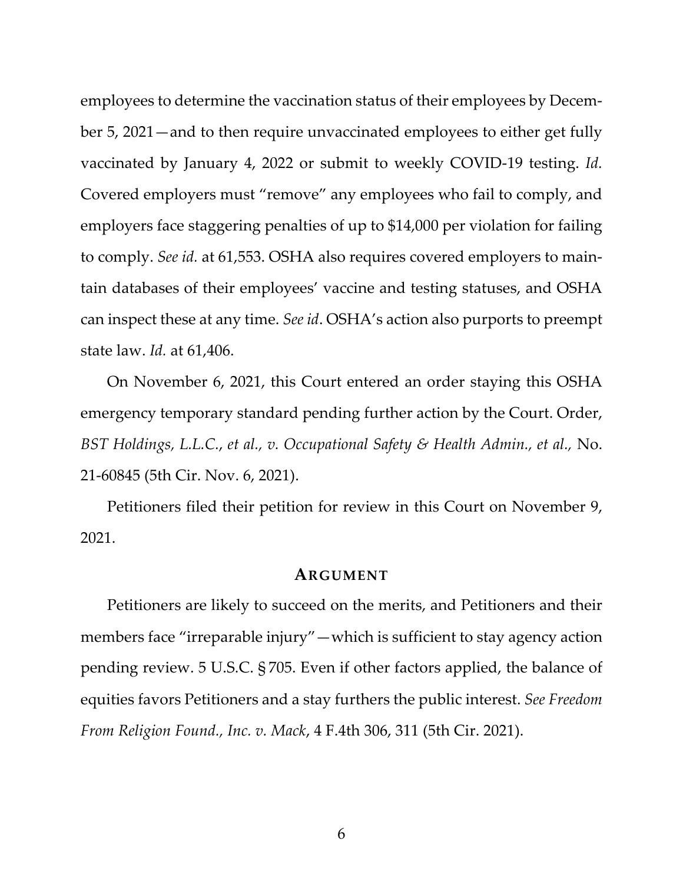employees to determine the vaccination status of their employees by December 5, 2021—and to then require unvaccinated employees to either get fully vaccinated by January 4, 2022 or submit to weekly COVID-19 testing. *Id.* Covered employers must "remove" any employees who fail to comply, and employers face staggering penalties of up to $14,000 per violation for failing to comply. *See id.* at 61,553. OSHA also requires covered employers to maintain databases of their employees' vaccine and testing statuses, and OSHA can inspect these at any time. *See id*. OSHA's action also purports to preempt state law. *Id.* at 61,406.

On November 6, 2021, this Court entered an order staying this OSHA emergency temporary standard pending further action by the Court. Order, *BST Holdings, L.L.C., et al., v. Occupational Safety & Health Admin., et al.,* No. 21-60845 (5th Cir. Nov. 6, 2021).

Petitioners filed their petition for review in this Court on November 9, 2021.

## ARGUMENT

Petitioners are likely to succeed on the merits, and Petitioners and their members face "irreparable injury"—which is sufficient to stay agency action pending review. 5 U.S.C. § 705. Even if other factors applied, the balance of equities favors Petitioners and a stay furthers the public interest. *See Freedom From Religion Found., Inc. v. Mack*, 4 F.4th 306, 311 (5th Cir. 2021).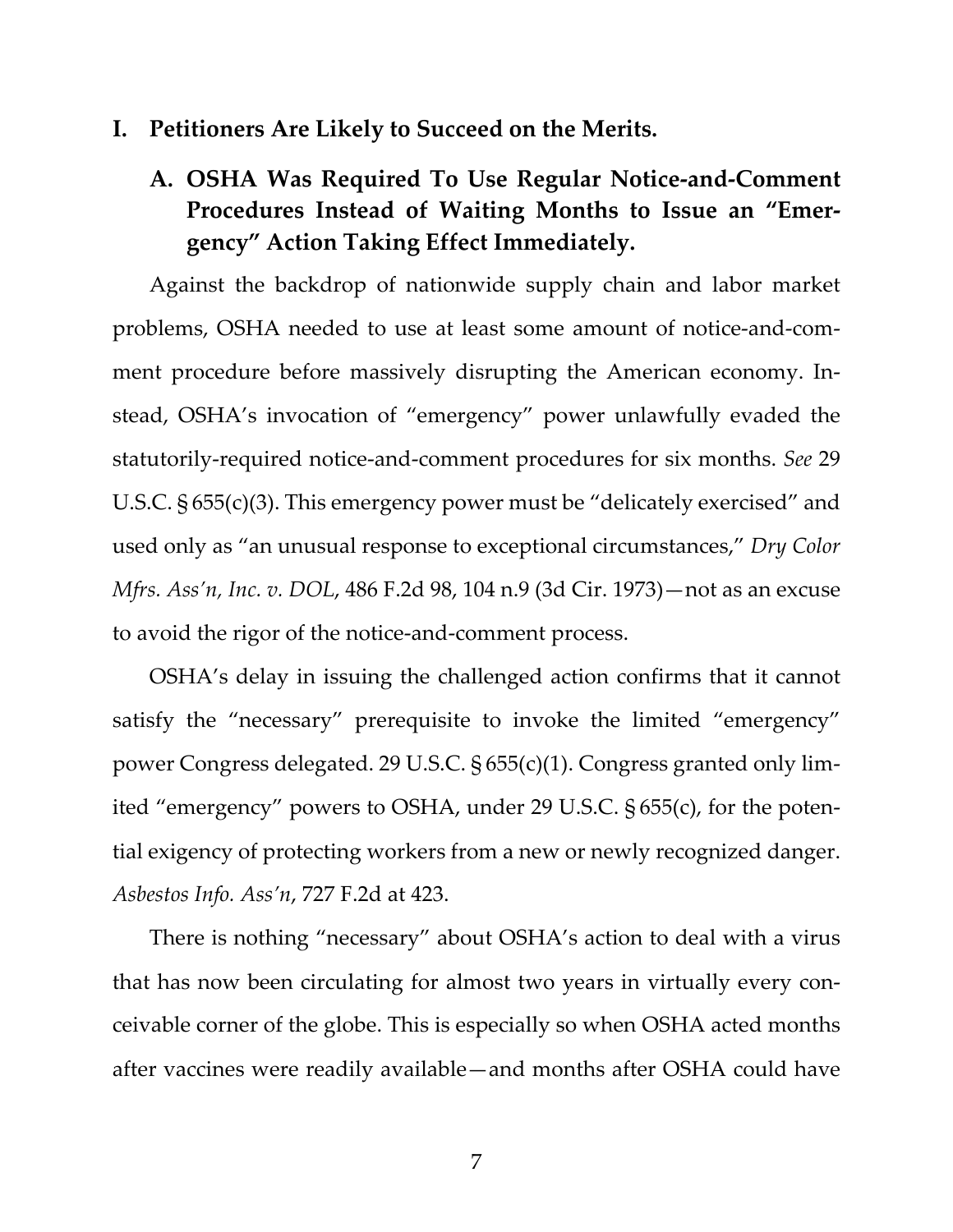## I. Petitioners Are Likely to Succeed on the Merits.

### A. OSHA Was Required To Use Regular Notice-and-Comment Procedures Instead of Waiting Months to Issue an "Emergency" Action Taking Effect Immediately.

Against the backdrop of nationwide supply chain and labor market problems, OSHA needed to use at least some amount of notice-and-comment procedure before massively disrupting the American economy. Instead, OSHA's invocation of "emergency" power unlawfully evaded the statutorily-required notice-and-comment procedures for six months. *See* 29 U.S.C. § 655(c)(3). This emergency power must be "delicately exercised" and used only as "an unusual response to exceptional circumstances," *Dry Color Mfrs. Ass'n, Inc. v. DOL*, 486 F.2d 98, 104 n.9 (3d Cir. 1973)—not as an excuse to avoid the rigor of the notice-and-comment process.

OSHA's delay in issuing the challenged action confirms that it cannot satisfy the "necessary" prerequisite to invoke the limited "emergency" power Congress delegated. 29 U.S.C. § 655(c)(1). Congress granted only limited "emergency" powers to OSHA, under 29 U.S.C. § 655(c), for the potential exigency of protecting workers from a new or newly recognized danger. *Asbestos Info. Ass'n*, 727 F.2d at 423.

There is nothing "necessary" about OSHA's action to deal with a virus that has now been circulating for almost two years in virtually every conceivable corner of the globe. This is especially so when OSHA acted months after vaccines were readily available—and months after OSHA could have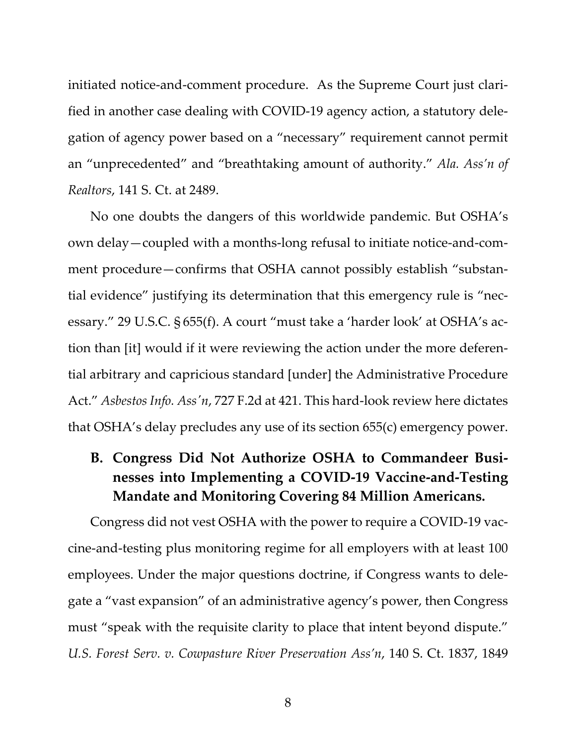initiated notice-and-comment procedure. As the Supreme Court just clarified in another case dealing with COVID-19 agency action, a statutory delegation of agency power based on a "necessary" requirement cannot permit an "unprecedented" and "breathtaking amount of authority." *Ala. Ass'n of Realtors*, 141 S. Ct. at 2489.

No one doubts the dangers of this worldwide pandemic. But OSHA's own delay—coupled with a months-long refusal to initiate notice-and-comment procedure—confirms that OSHA cannot possibly establish "substantial evidence" justifying its determination that this emergency rule is "necessary." 29 U.S.C. § 655(f). A court "must take a 'harder look' at OSHA's action than [it] would if it were reviewing the action under the more deferential arbitrary and capricious standard [under] the Administrative Procedure Act." *Asbestos Info. Ass'n*, 727 F.2d at 421. This hard-look review here dictates that OSHA's delay precludes any use of its section 655(c) emergency power.

### B. Congress Did Not Authorize OSHA to Commandeer Businesses into Implementing a COVID-19 Vaccine-and-Testing Mandate and Monitoring Covering 84 Million Americans.

Congress did not vest OSHA with the power to require a COVID-19 vaccine-and-testing plus monitoring regime for all employers with at least 100 employees. Under the major questions doctrine, if Congress wants to delegate a "vast expansion" of an administrative agency's power, then Congress must "speak with the requisite clarity to place that intent beyond dispute." *U.S. Forest Serv. v. Cowpasture River Preservation Ass'n*, 140 S. Ct. 1837, 1849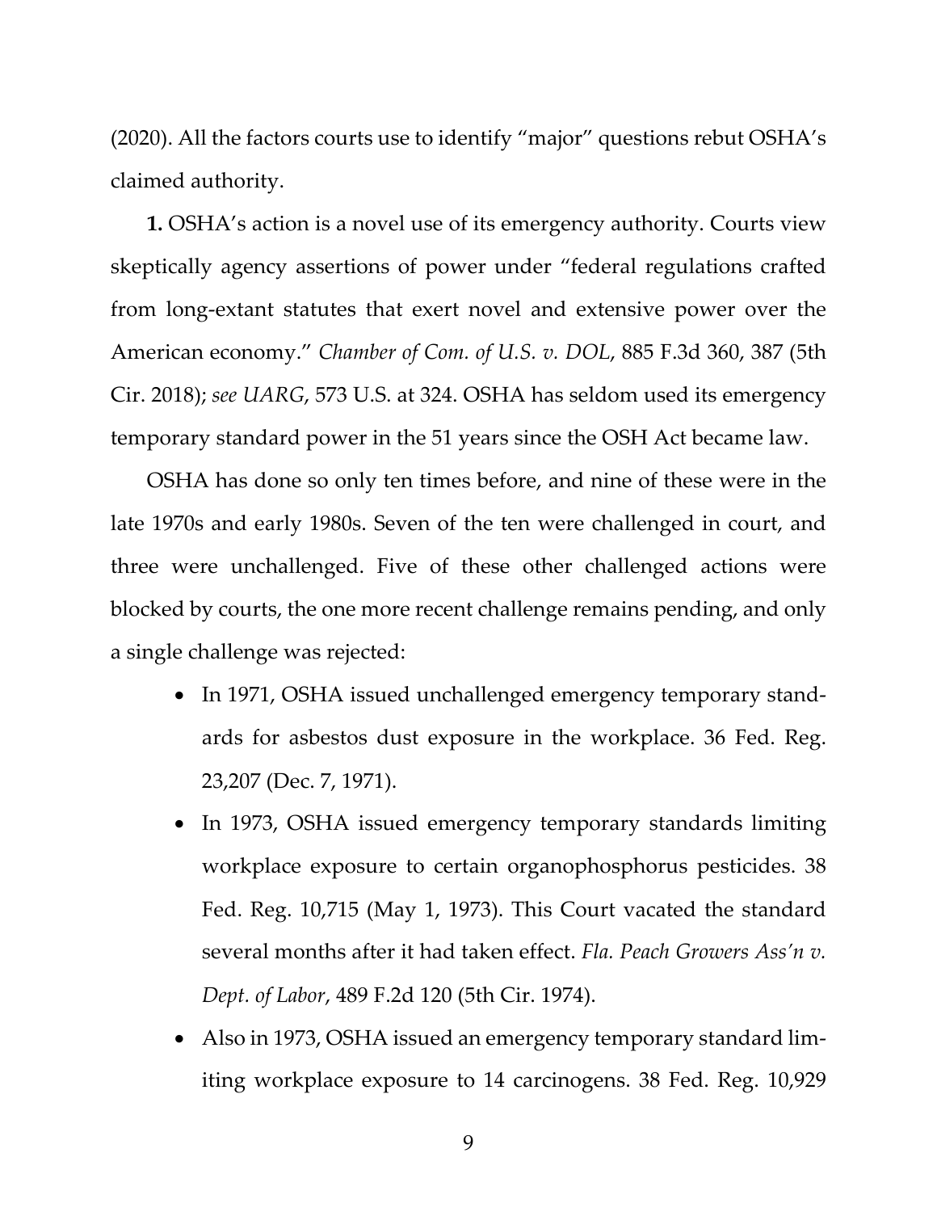(2020). All the factors courts use to identify "major" questions rebut OSHA's claimed authority.

**1.** OSHA's action is a novel use of its emergency authority. Courts view skeptically agency assertions of power under "federal regulations crafted from long-extant statutes that exert novel and extensive power over the American economy." *Chamber of Com. of U.S. v. DOL*, 885 F.3d 360, 387 (5th Cir. 2018); *see UARG*, 573 U.S. at 324. OSHA has seldom used its emergency temporary standard power in the 51 years since the OSH Act became law.

OSHA has done so only ten times before, and nine of these were in the late 1970s and early 1980s. Seven of the ten were challenged in court, and three were unchallenged. Five of these other challenged actions were blocked by courts, the one more recent challenge remains pending, and only a single challenge was rejected:

- In 1971, OSHA issued unchallenged emergency temporary standards for asbestos dust exposure in the workplace. 36 Fed. Reg. 23,207 (Dec. 7, 1971).
- In 1973, OSHA issued emergency temporary standards limiting workplace exposure to certain organophosphorus pesticides. 38 Fed. Reg. 10,715 (May 1, 1973). This Court vacated the standard several months after it had taken effect. *Fla. Peach Growers Ass'n v. Dept. of Labor*, 489 F.2d 120 (5th Cir. 1974).
- Also in 1973, OSHA issued an emergency temporary standard limiting workplace exposure to 14 carcinogens. 38 Fed. Reg. 10,929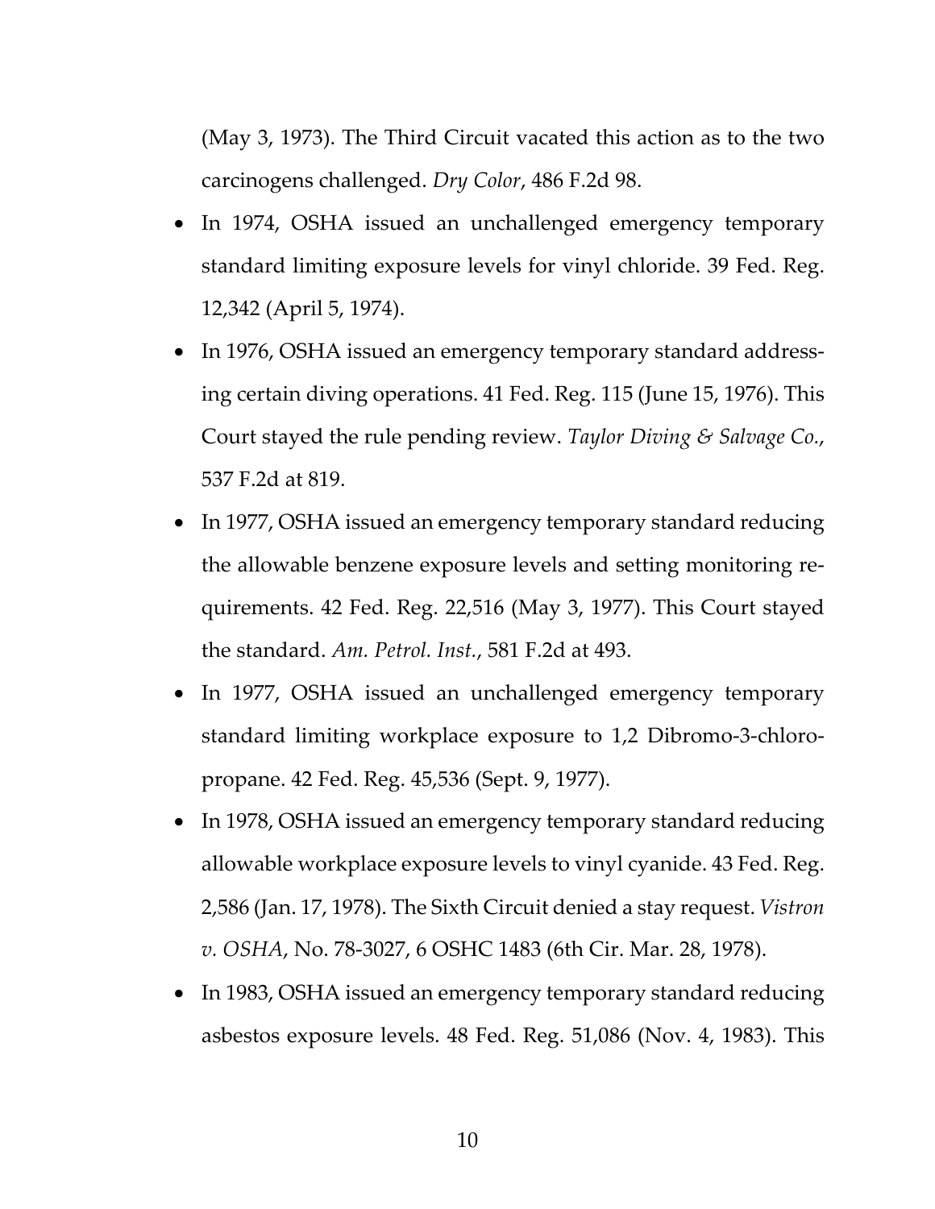(May 3, 1973). The Third Circuit vacated this action as to the two carcinogens challenged. *Dry Color*, 486 F.2d 98.

- In 1974, OSHA issued an unchallenged emergency temporary standard limiting exposure levels for vinyl chloride. 39 Fed. Reg. 12,342 (April 5, 1974).
- In 1976, OSHA issued an emergency temporary standard addressing certain diving operations. 41 Fed. Reg. 115 (June 15, 1976). This Court stayed the rule pending review. *Taylor Diving & Salvage Co.*, 537 F.2d at 819.
- In 1977, OSHA issued an emergency temporary standard reducing the allowable benzene exposure levels and setting monitoring requirements. 42 Fed. Reg. 22,516 (May 3, 1977). This Court stayed the standard. *Am. Petrol. Inst.*, 581 F.2d at 493.
- In 1977, OSHA issued an unchallenged emergency temporary standard limiting workplace exposure to 1,2 Dibromo-3-chloropropane. 42 Fed. Reg. 45,536 (Sept. 9, 1977).
- In 1978, OSHA issued an emergency temporary standard reducing allowable workplace exposure levels to vinyl cyanide. 43 Fed. Reg. 2,586 (Jan. 17, 1978). The Sixth Circuit denied a stay request. *Vistron v. OSHA*, No. 78-3027, 6 OSHC 1483 (6th Cir. Mar. 28, 1978).
- In 1983, OSHA issued an emergency temporary standard reducing asbestos exposure levels. 48 Fed. Reg. 51,086 (Nov. 4, 1983). This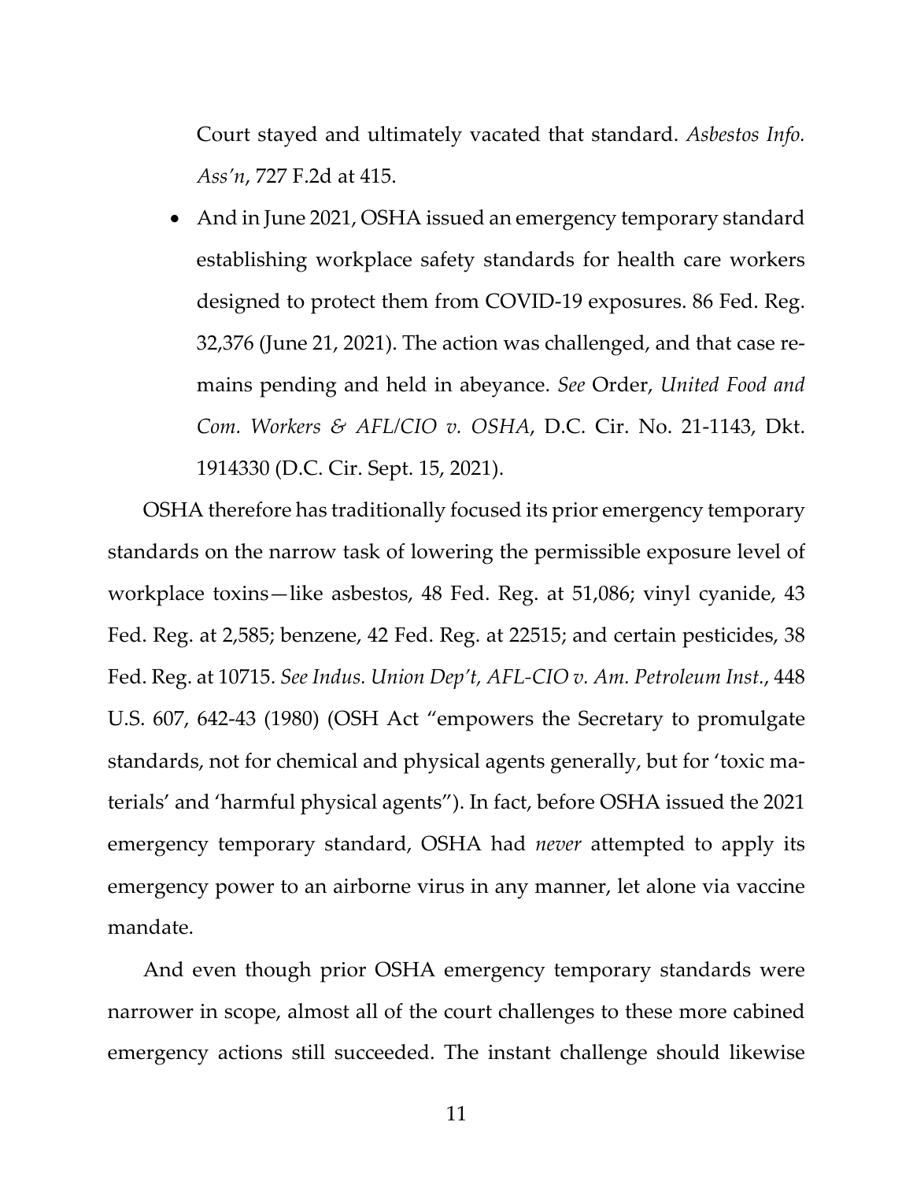Court stayed and ultimately vacated that standard. *Asbestos Info. Ass'n*, 727 F.2d at 415.

- And in June 2021, OSHA issued an emergency temporary standard establishing workplace safety standards for health care workers designed to protect them from COVID-19 exposures. 86 Fed. Reg. 32,376 (June 21, 2021). The action was challenged, and that case remains pending and held in abeyance. *See* Order, *United Food and Com. Workers & AFL/CIO v. OSHA*, D.C. Cir. No. 21-1143, Dkt. 1914330 (D.C. Cir. Sept. 15, 2021).

OSHA therefore has traditionally focused its prior emergency temporary standards on the narrow task of lowering the permissible exposure level of workplace toxins—like asbestos, 48 Fed. Reg. at 51,086; vinyl cyanide, 43 Fed. Reg. at 2,585; benzene, 42 Fed. Reg. at 22515; and certain pesticides, 38 Fed. Reg. at 10715. *See Indus. Union Dep't, AFL-CIO v. Am. Petroleum Inst.*, 448 U.S. 607, 642-43 (1980) (OSH Act "empowers the Secretary to promulgate standards, not for chemical and physical agents generally, but for 'toxic materials' and 'harmful physical agents"). In fact, before OSHA issued the 2021 emergency temporary standard, OSHA had *never* attempted to apply its emergency power to an airborne virus in any manner, let alone via vaccine mandate.

And even though prior OSHA emergency temporary standards were narrower in scope, almost all of the court challenges to these more cabined emergency actions still succeeded. The instant challenge should likewise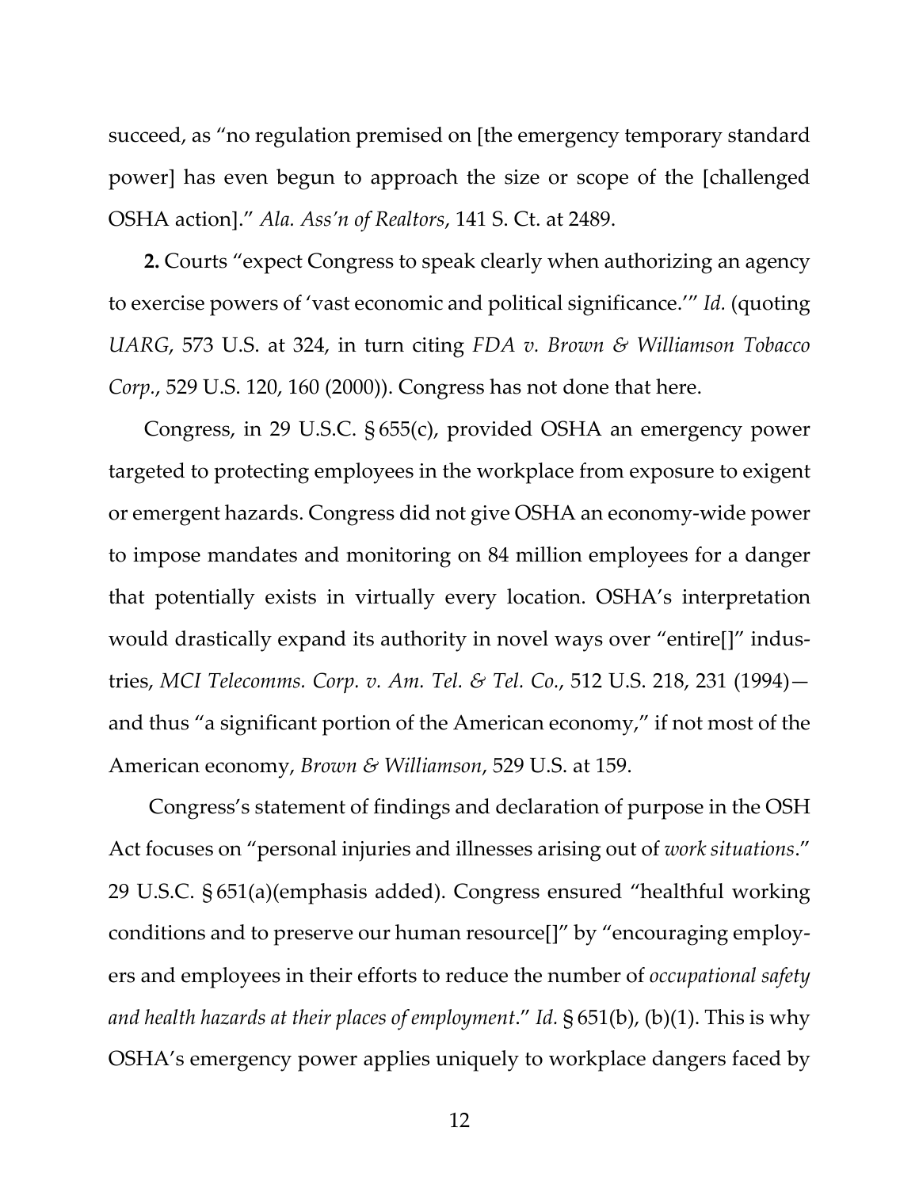succeed, as "no regulation premised on [the emergency temporary standard power] has even begun to approach the size or scope of the [challenged OSHA action]." *Ala. Ass'n of Realtors*, 141 S. Ct. at 2489.

**2.** Courts "expect Congress to speak clearly when authorizing an agency to exercise powers of 'vast economic and political significance.'" *Id.* (quoting *UARG*, 573 U.S. at 324, in turn citing *FDA v. Brown & Williamson Tobacco Corp.*, 529 U.S. 120, 160 (2000)). Congress has not done that here.

Congress, in 29 U.S.C. § 655(c), provided OSHA an emergency power targeted to protecting employees in the workplace from exposure to exigent or emergent hazards. Congress did not give OSHA an economy-wide power to impose mandates and monitoring on 84 million employees for a danger that potentially exists in virtually every location. OSHA's interpretation would drastically expand its authority in novel ways over "entire[]" industries, *MCI Telecomms. Corp. v. Am. Tel. & Tel. Co.*, 512 U.S. 218, 231 (1994)—and thus "a significant portion of the American economy," if not most of the American economy, *Brown & Williamson*, 529 U.S. at 159.

Congress's statement of findings and declaration of purpose in the OSH Act focuses on "personal injuries and illnesses arising out of *work situations*." 29 U.S.C. § 651(a)(emphasis added). Congress ensured "healthful working conditions and to preserve our human resource[]" by "encouraging employers and employees in their efforts to reduce the number of *occupational safety and health hazards at their places of employment*." *Id.* § 651(b), (b)(1). This is why OSHA's emergency power applies uniquely to workplace dangers faced by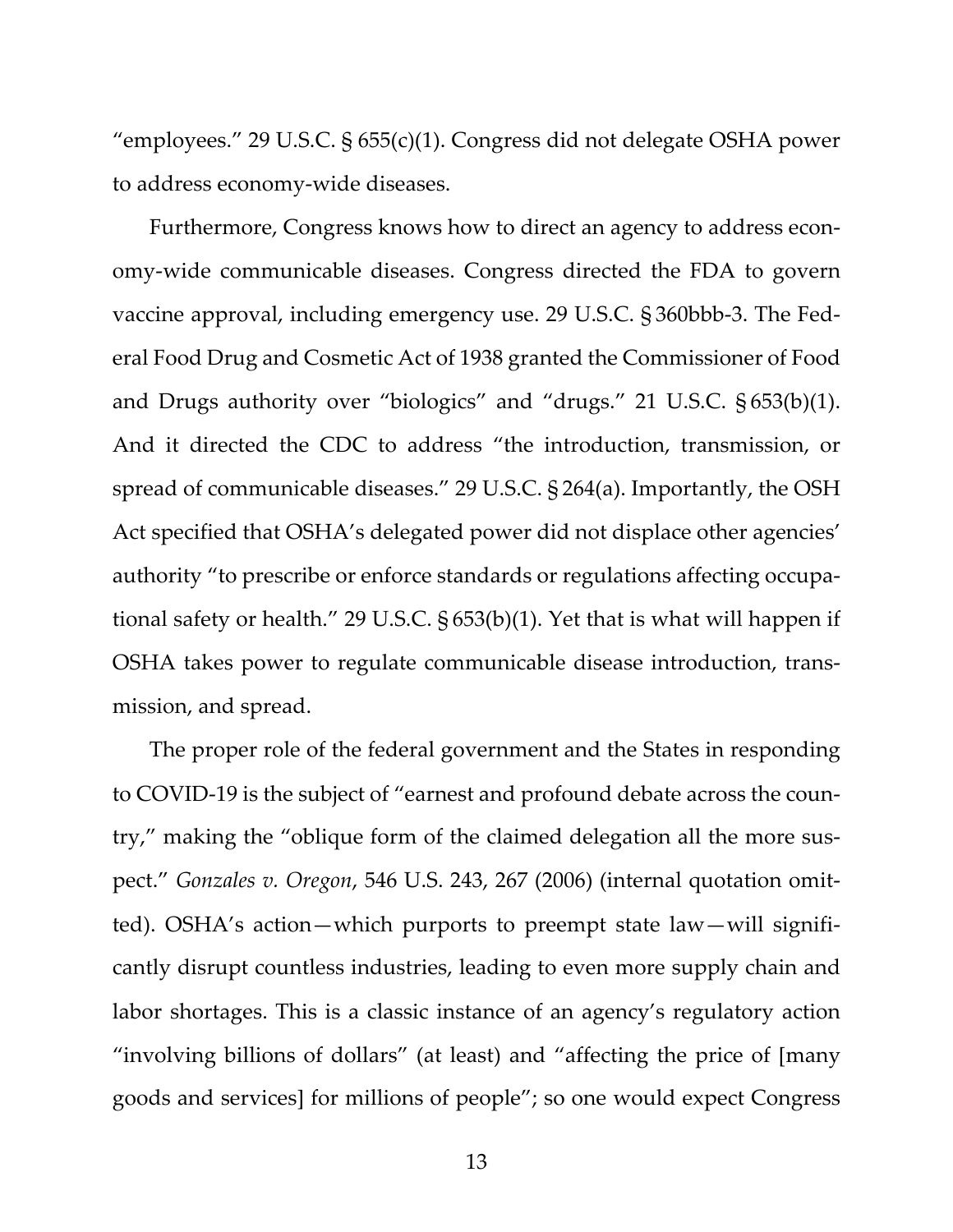"employees." 29 U.S.C. § 655(c)(1). Congress did not delegate OSHA power to address economy-wide diseases.

Furthermore, Congress knows how to direct an agency to address economy-wide communicable diseases. Congress directed the FDA to govern vaccine approval, including emergency use. 29 U.S.C. § 360bbb-3. The Federal Food Drug and Cosmetic Act of 1938 granted the Commissioner of Food and Drugs authority over "biologics" and "drugs." 21 U.S.C. § 653(b)(1). And it directed the CDC to address "the introduction, transmission, or spread of communicable diseases." 29 U.S.C. § 264(a). Importantly, the OSH Act specified that OSHA's delegated power did not displace other agencies' authority "to prescribe or enforce standards or regulations affecting occupational safety or health." 29 U.S.C. § 653(b)(1). Yet that is what will happen if OSHA takes power to regulate communicable disease introduction, transmission, and spread.

The proper role of the federal government and the States in responding to COVID-19 is the subject of "earnest and profound debate across the country," making the "oblique form of the claimed delegation all the more suspect." *Gonzales v. Oregon*, 546 U.S. 243, 267 (2006) (internal quotation omitted). OSHA's action—which purports to preempt state law—will significantly disrupt countless industries, leading to even more supply chain and labor shortages. This is a classic instance of an agency's regulatory action "involving billions of dollars" (at least) and "affecting the price of [many goods and services] for millions of people"; so one would expect Congress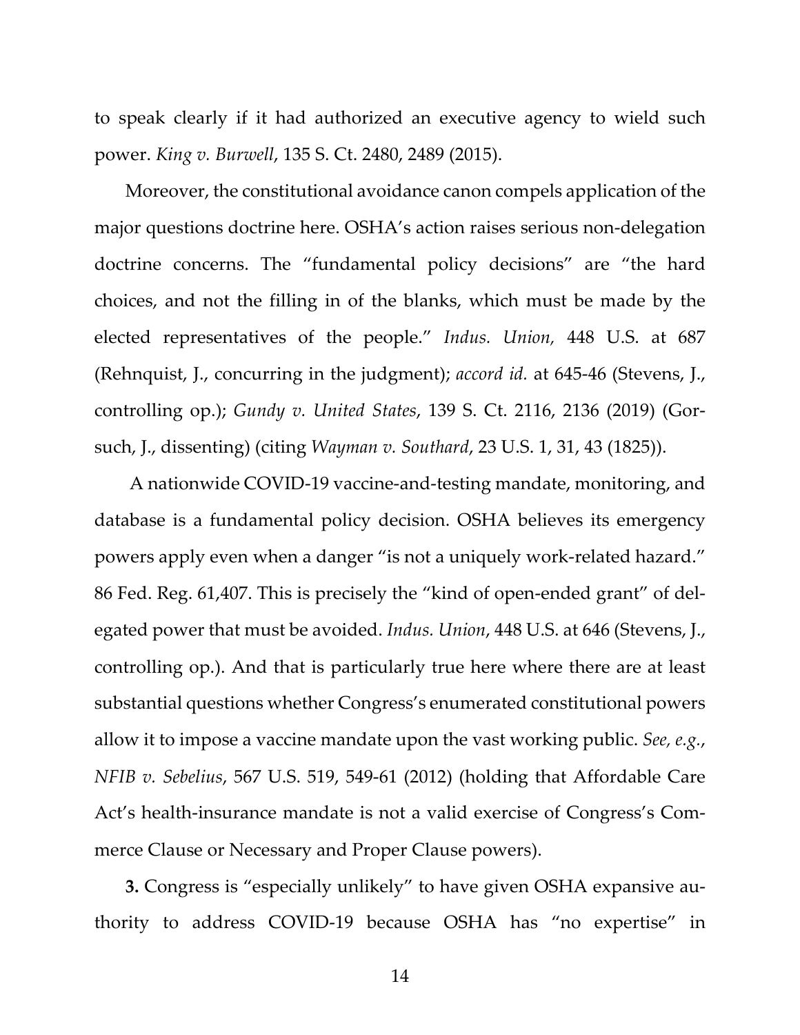to speak clearly if it had authorized an executive agency to wield such power. *King v. Burwell*, 135 S. Ct. 2480, 2489 (2015).

Moreover, the constitutional avoidance canon compels application of the major questions doctrine here. OSHA's action raises serious non-delegation doctrine concerns. The "fundamental policy decisions" are "the hard choices, and not the filling in of the blanks, which must be made by the elected representatives of the people." *Indus. Union,* 448 U.S. at 687 (Rehnquist, J., concurring in the judgment); *accord id.* at 645-46 (Stevens, J., controlling op.); *Gundy v. United States*, 139 S. Ct. 2116, 2136 (2019) (Gorsuch, J., dissenting) (citing *Wayman v. Southard*, 23 U.S. 1, 31, 43 (1825)).

A nationwide COVID-19 vaccine-and-testing mandate, monitoring, and database is a fundamental policy decision. OSHA believes its emergency powers apply even when a danger "is not a uniquely work-related hazard." 86 Fed. Reg. 61,407. This is precisely the "kind of open-ended grant" of delegated power that must be avoided. *Indus. Union*, 448 U.S. at 646 (Stevens, J., controlling op.). And that is particularly true here where there are at least substantial questions whether Congress's enumerated constitutional powers allow it to impose a vaccine mandate upon the vast working public. *See, e.g.*, *NFIB v. Sebelius*, 567 U.S. 519, 549-61 (2012) (holding that Affordable Care Act's health-insurance mandate is not a valid exercise of Congress's Commerce Clause or Necessary and Proper Clause powers).

**3.** Congress is "especially unlikely" to have given OSHA expansive authority to address COVID-19 because OSHA has "no expertise" in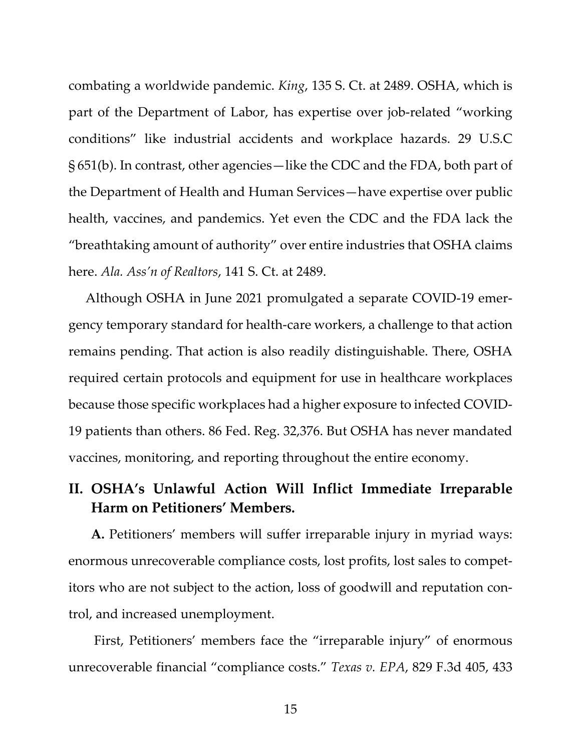combating a worldwide pandemic. *King*, 135 S. Ct. at 2489. OSHA, which is part of the Department of Labor, has expertise over job-related "working conditions" like industrial accidents and workplace hazards. 29 U.S.C § 651(b). In contrast, other agencies—like the CDC and the FDA, both part of the Department of Health and Human Services—have expertise over public health, vaccines, and pandemics. Yet even the CDC and the FDA lack the "breathtaking amount of authority" over entire industries that OSHA claims here. *Ala. Ass'n of Realtors*, 141 S. Ct. at 2489.

Although OSHA in June 2021 promulgated a separate COVID-19 emergency temporary standard for health-care workers, a challenge to that action remains pending. That action is also readily distinguishable. There, OSHA required certain protocols and equipment for use in healthcare workplaces because those specific workplaces had a higher exposure to infected COVID-19 patients than others. 86 Fed. Reg. 32,376. But OSHA has never mandated vaccines, monitoring, and reporting throughout the entire economy.

## II. OSHA's Unlawful Action Will Inflict Immediate Irreparable Harm on Petitioners' Members.

**A.** Petitioners' members will suffer irreparable injury in myriad ways: enormous unrecoverable compliance costs, lost profits, lost sales to competitors who are not subject to the action, loss of goodwill and reputation control, and increased unemployment.

First, Petitioners' members face the "irreparable injury" of enormous unrecoverable financial "compliance costs." *Texas v. EPA*, 829 F.3d 405, 433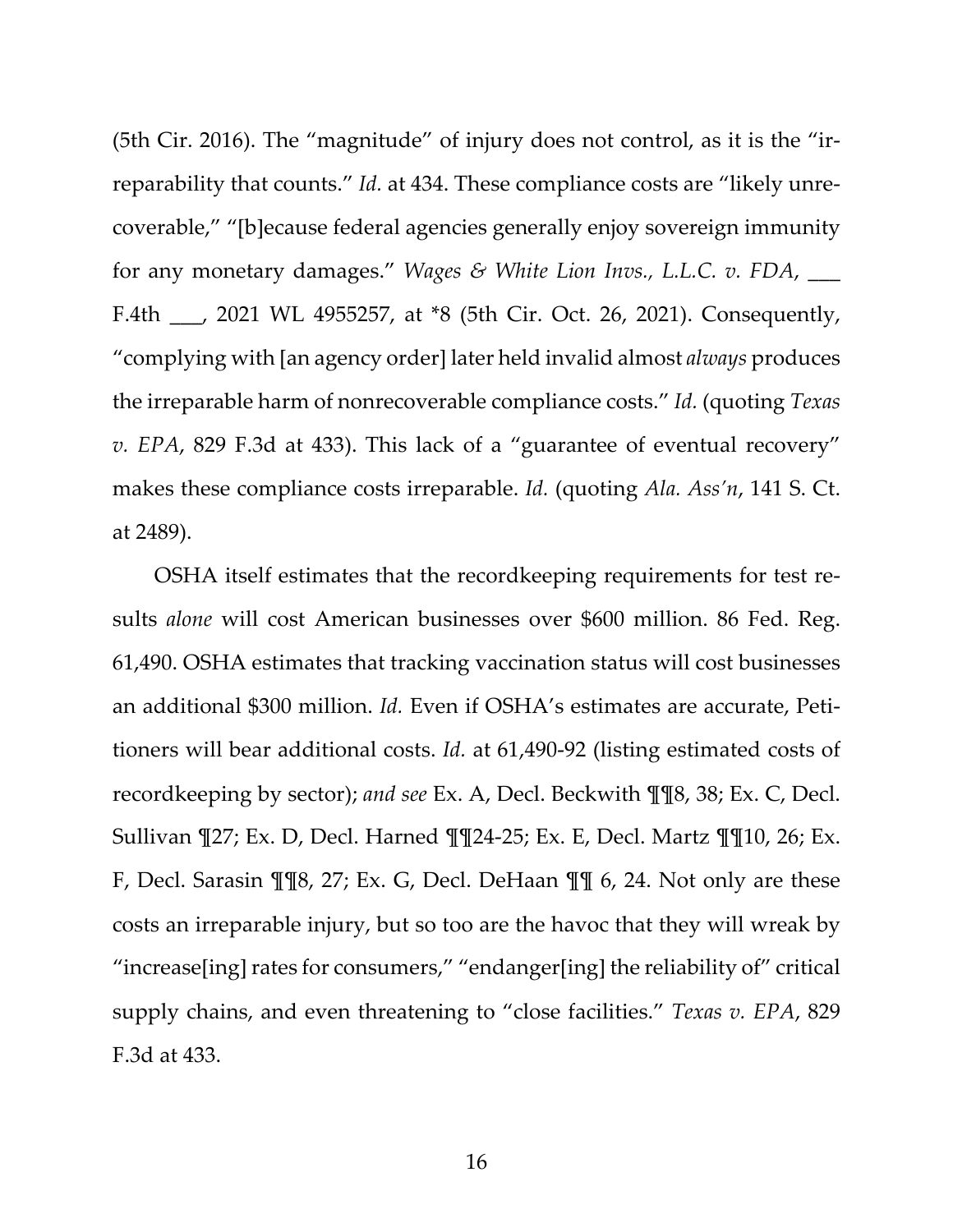(5th Cir. 2016). The "magnitude" of injury does not control, as it is the "irreparability that counts." *Id.* at 434. These compliance costs are "likely unrecoverable," "[b]ecause federal agencies generally enjoy sovereign immunity for any monetary damages." *Wages & White Lion Invs., L.L.C. v. FDA*, ___ F.4th ___, 2021 WL 4955257, at *8 (5th Cir. Oct. 26, 2021). Consequently, "complying with [an agency order] later held invalid almost *always* produces the irreparable harm of nonrecoverable compliance costs." *Id.* (quoting *Texas v. EPA*, 829 F.3d at 433). This lack of a "guarantee of eventual recovery" makes these compliance costs irreparable. *Id.* (quoting *Ala. Ass'n*, 141 S. Ct. at 2489).

OSHA itself estimates that the recordkeeping requirements for test results *alone* will cost American businesses over $600 million. 86 Fed. Reg. 61,490. OSHA estimates that tracking vaccination status will cost businesses an additional $300 million. *Id.* Even if OSHA's estimates are accurate, Petitioners will bear additional costs. *Id.* at 61,490-92 (listing estimated costs of recordkeeping by sector); *and see* Ex. A, Decl. Beckwith ¶¶8, 38; Ex. C, Decl. Sullivan ¶27; Ex. D, Decl. Harned ¶¶24-25; Ex. E, Decl. Martz ¶¶10, 26; Ex. F, Decl. Sarasin ¶¶8, 27; Ex. G, Decl. DeHaan ¶¶ 6, 24. Not only are these costs an irreparable injury, but so too are the havoc that they will wreak by "increase[ing] rates for consumers," "endanger[ing] the reliability of" critical supply chains, and even threatening to "close facilities." *Texas v. EPA*, 829 F.3d at 433.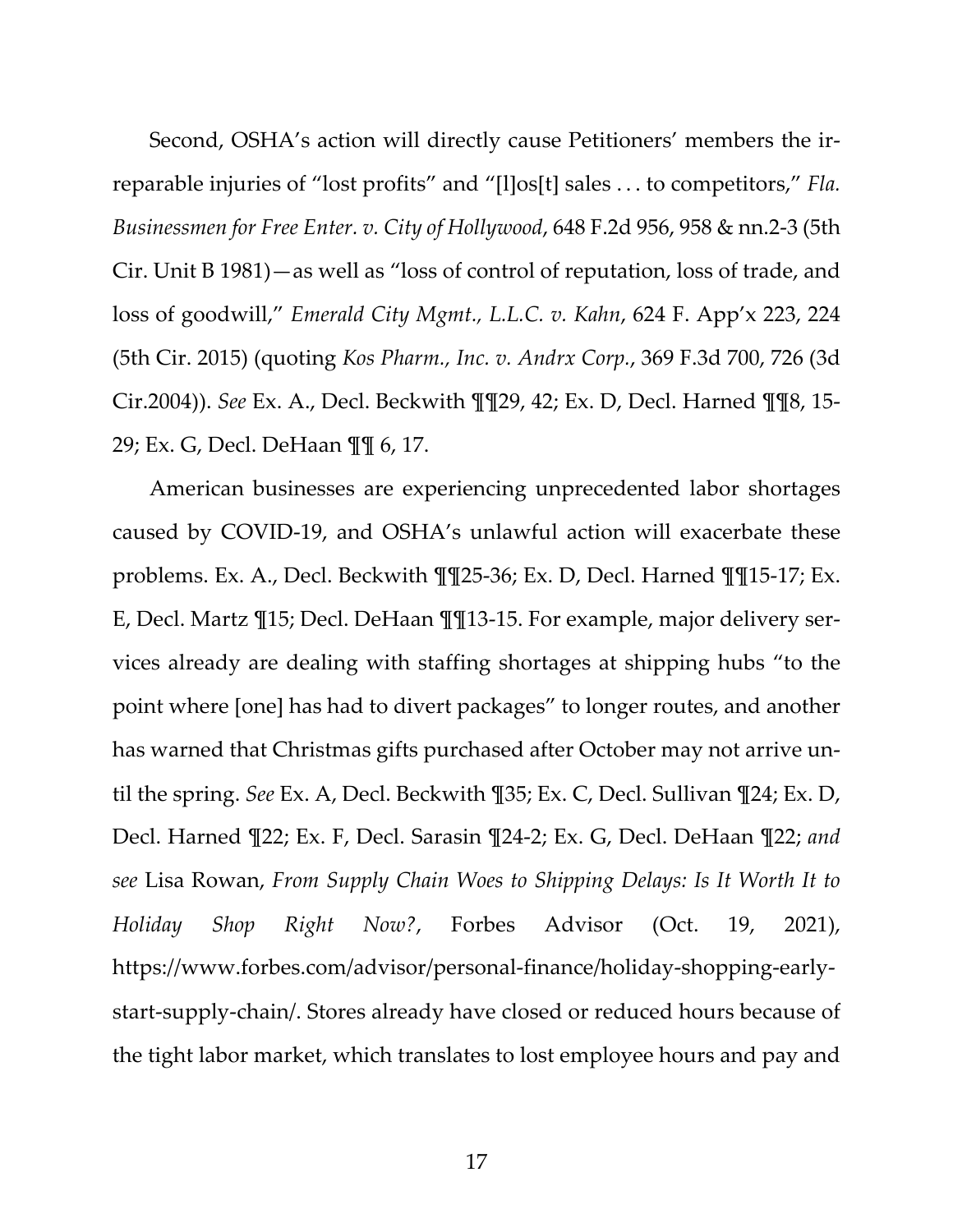Second, OSHA's action will directly cause Petitioners' members the irreparable injuries of "lost profits" and "[l]os[t] sales . . . to competitors," *Fla. Businessmen for Free Enter. v. City of Hollywood*, 648 F.2d 956, 958 & nn.2-3 (5th Cir. Unit B 1981)—as well as "loss of control of reputation, loss of trade, and loss of goodwill," *Emerald City Mgmt., L.L.C. v. Kahn*, 624 F. App'x 223, 224 (5th Cir. 2015) (quoting *Kos Pharm., Inc. v. Andrx Corp.*, 369 F.3d 700, 726 (3d Cir.2004)). *See* Ex. A., Decl. Beckwith ¶¶29, 42; Ex. D, Decl. Harned ¶¶8, 15-29; Ex. G, Decl. DeHaan ¶¶ 6, 17.

American businesses are experiencing unprecedented labor shortages caused by COVID-19, and OSHA's unlawful action will exacerbate these problems. Ex. A., Decl. Beckwith ¶¶25-36; Ex. D, Decl. Harned ¶¶15-17; Ex. E, Decl. Martz ¶15; Decl. DeHaan ¶¶13-15. For example, major delivery services already are dealing with staffing shortages at shipping hubs "to the point where [one] has had to divert packages" to longer routes, and another has warned that Christmas gifts purchased after October may not arrive until the spring. *See* Ex. A, Decl. Beckwith ¶35; Ex. C, Decl. Sullivan ¶24; Ex. D, Decl. Harned ¶22; Ex. F, Decl. Sarasin ¶24-2; Ex. G, Decl. DeHaan ¶22; *and see* Lisa Rowan, *From Supply Chain Woes to Shipping Delays: Is It Worth It to Holiday Shop Right Now?*, Forbes Advisor (Oct. 19, 2021), https://www.forbes.com/advisor/personal-finance/holiday-shopping-early-start-supply-chain/. Stores already have closed or reduced hours because of the tight labor market, which translates to lost employee hours and pay and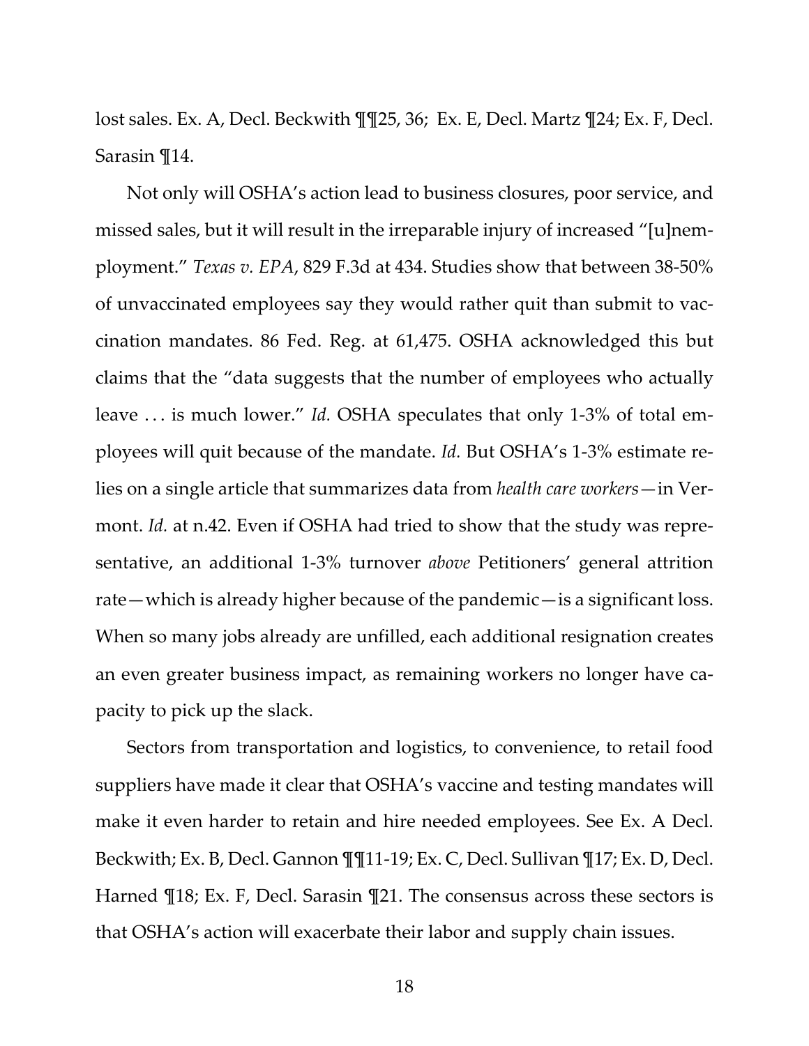lost sales. Ex. A, Decl. Beckwith ¶¶25, 36; Ex. E, Decl. Martz ¶24; Ex. F, Decl. Sarasin ¶14.

Not only will OSHA's action lead to business closures, poor service, and missed sales, but it will result in the irreparable injury of increased "[u]nemployment." *Texas v. EPA*, 829 F.3d at 434. Studies show that between 38-50% of unvaccinated employees say they would rather quit than submit to vaccination mandates. 86 Fed. Reg. at 61,475. OSHA acknowledged this but claims that the "data suggests that the number of employees who actually leave . . . is much lower." *Id.* OSHA speculates that only 1-3% of total employees will quit because of the mandate. *Id.* But OSHA's 1-3% estimate relies on a single article that summarizes data from *health care workers*—in Vermont. *Id.* at n.42. Even if OSHA had tried to show that the study was representative, an additional 1-3% turnover *above* Petitioners' general attrition rate—which is already higher because of the pandemic—is a significant loss. When so many jobs already are unfilled, each additional resignation creates an even greater business impact, as remaining workers no longer have capacity to pick up the slack.

Sectors from transportation and logistics, to convenience, to retail food suppliers have made it clear that OSHA's vaccine and testing mandates will make it even harder to retain and hire needed employees. See Ex. A Decl. Beckwith; Ex. B, Decl. Gannon ¶¶11-19; Ex. C, Decl. Sullivan ¶17; Ex. D, Decl. Harned ¶18; Ex. F, Decl. Sarasin ¶21. The consensus across these sectors is that OSHA's action will exacerbate their labor and supply chain issues.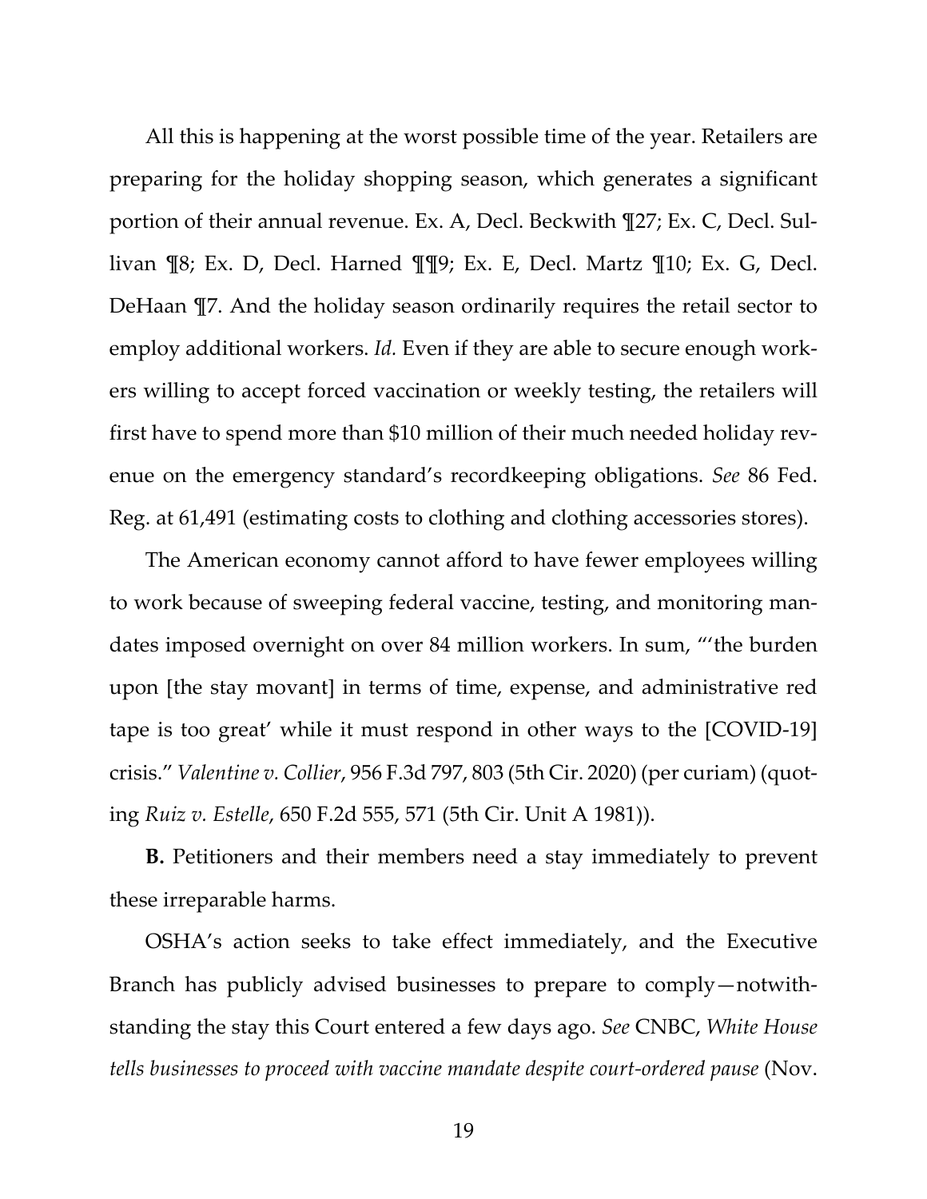All this is happening at the worst possible time of the year. Retailers are preparing for the holiday shopping season, which generates a significant portion of their annual revenue. Ex. A, Decl. Beckwith ¶27; Ex. C, Decl. Sullivan ¶8; Ex. D, Decl. Harned ¶¶9; Ex. E, Decl. Martz ¶10; Ex. G, Decl. DeHaan ¶7. And the holiday season ordinarily requires the retail sector to employ additional workers. *Id.* Even if they are able to secure enough workers willing to accept forced vaccination or weekly testing, the retailers will first have to spend more than $10 million of their much needed holiday revenue on the emergency standard's recordkeeping obligations. *See* 86 Fed. Reg. at 61,491 (estimating costs to clothing and clothing accessories stores).

The American economy cannot afford to have fewer employees willing to work because of sweeping federal vaccine, testing, and monitoring mandates imposed overnight on over 84 million workers. In sum, "'the burden upon [the stay movant] in terms of time, expense, and administrative red tape is too great' while it must respond in other ways to the [COVID-19] crisis." *Valentine v. Collier*, 956 F.3d 797, 803 (5th Cir. 2020) (per curiam) (quoting *Ruiz v. Estelle*, 650 F.2d 555, 571 (5th Cir. Unit A 1981)).

**B.** Petitioners and their members need a stay immediately to prevent these irreparable harms.

OSHA's action seeks to take effect immediately, and the Executive Branch has publicly advised businesses to prepare to comply—notwithstanding the stay this Court entered a few days ago. *See* CNBC, *White House tells businesses to proceed with vaccine mandate despite court-ordered pause* (Nov.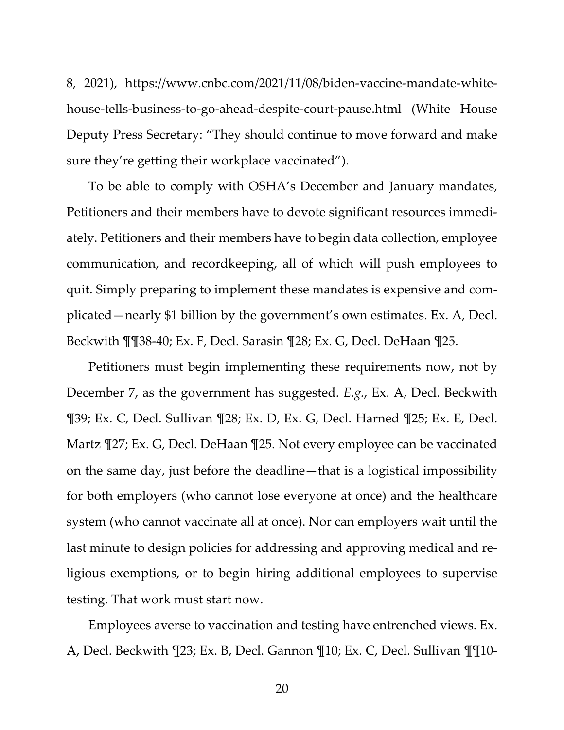8, 2021), https://www.cnbc.com/2021/11/08/biden-vaccine-mandate-white-house-tells-business-to-go-ahead-despite-court-pause.html (White House Deputy Press Secretary: "They should continue to move forward and make sure they're getting their workplace vaccinated").

To be able to comply with OSHA's December and January mandates, Petitioners and their members have to devote significant resources immediately. Petitioners and their members have to begin data collection, employee communication, and recordkeeping, all of which will push employees to quit. Simply preparing to implement these mandates is expensive and complicated—nearly $1 billion by the government's own estimates. Ex. A, Decl. Beckwith ¶¶38-40; Ex. F, Decl. Sarasin ¶28; Ex. G, Decl. DeHaan ¶25.

Petitioners must begin implementing these requirements now, not by December 7, as the government has suggested. *E.g.*, Ex. A, Decl. Beckwith ¶39; Ex. C, Decl. Sullivan ¶28; Ex. D, Ex. G, Decl. Harned ¶25; Ex. E, Decl. Martz ¶27; Ex. G, Decl. DeHaan ¶25. Not every employee can be vaccinated on the same day, just before the deadline—that is a logistical impossibility for both employers (who cannot lose everyone at once) and the healthcare system (who cannot vaccinate all at once). Nor can employers wait until the last minute to design policies for addressing and approving medical and religious exemptions, or to begin hiring additional employees to supervise testing. That work must start now.

Employees averse to vaccination and testing have entrenched views. Ex. A, Decl. Beckwith ¶23; Ex. B, Decl. Gannon ¶10; Ex. C, Decl. Sullivan ¶¶10-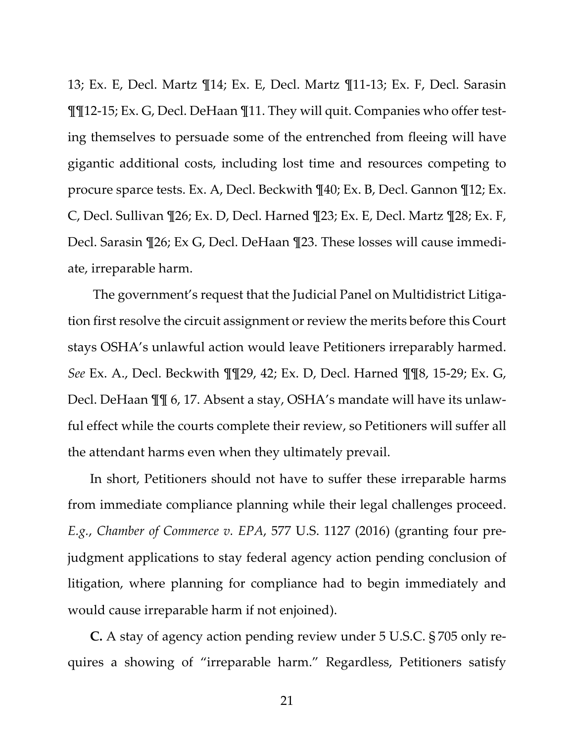13; Ex. E, Decl. Martz ¶14; Ex. E, Decl. Martz ¶11-13; Ex. F, Decl. Sarasin ¶¶12-15; Ex. G, Decl. DeHaan ¶11. They will quit. Companies who offer testing themselves to persuade some of the entrenched from fleeing will have gigantic additional costs, including lost time and resources competing to procure sparce tests. Ex. A, Decl. Beckwith ¶40; Ex. B, Decl. Gannon ¶12; Ex. C, Decl. Sullivan ¶26; Ex. D, Decl. Harned ¶23; Ex. E, Decl. Martz ¶28; Ex. F, Decl. Sarasin ¶26; Ex G, Decl. DeHaan ¶23. These losses will cause immediate, irreparable harm.

The government's request that the Judicial Panel on Multidistrict Litigation first resolve the circuit assignment or review the merits before this Court stays OSHA's unlawful action would leave Petitioners irreparably harmed. *See* Ex. A., Decl. Beckwith ¶¶29, 42; Ex. D, Decl. Harned ¶¶8, 15-29; Ex. G, Decl. DeHaan ¶¶ 6, 17. Absent a stay, OSHA's mandate will have its unlawful effect while the courts complete their review, so Petitioners will suffer all the attendant harms even when they ultimately prevail.

In short, Petitioners should not have to suffer these irreparable harms from immediate compliance planning while their legal challenges proceed. *E.g.*, *Chamber of Commerce v. EPA*, 577 U.S. 1127 (2016) (granting four prejudgment applications to stay federal agency action pending conclusion of litigation, where planning for compliance had to begin immediately and would cause irreparable harm if not enjoined).

**C.** A stay of agency action pending review under 5 U.S.C. § 705 only requires a showing of "irreparable harm." Regardless, Petitioners satisfy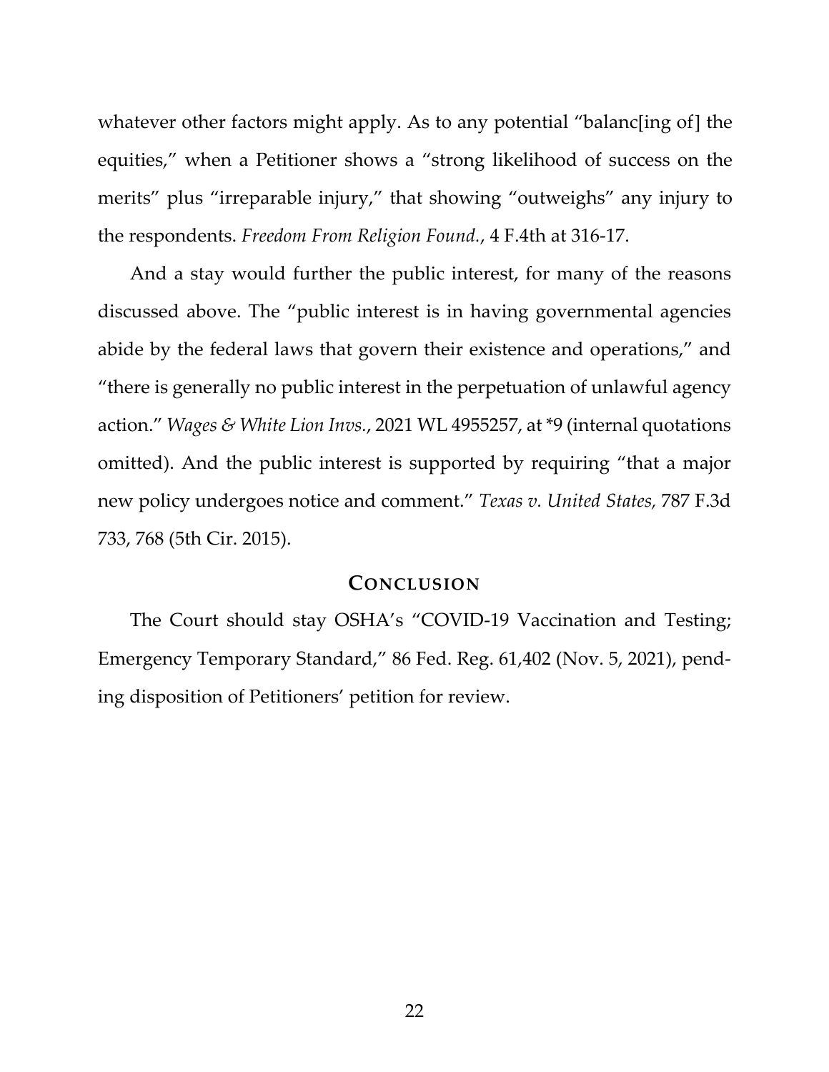whatever other factors might apply. As to any potential "balanc[ing of] the equities," when a Petitioner shows a "strong likelihood of success on the merits" plus "irreparable injury," that showing "outweighs" any injury to the respondents. *Freedom From Religion Found.*, 4 F.4th at 316-17.

And a stay would further the public interest, for many of the reasons discussed above. The "public interest is in having governmental agencies abide by the federal laws that govern their existence and operations," and "there is generally no public interest in the perpetuation of unlawful agency action." *Wages & White Lion Invs.*, 2021 WL 4955257, at *9 (internal quotations omitted). And the public interest is supported by requiring "that a major new policy undergoes notice and comment." *Texas v. United States,* 787 F.3d 733, 768 (5th Cir. 2015).

## CONCLUSION

The Court should stay OSHA's "COVID-19 Vaccination and Testing; Emergency Temporary Standard," 86 Fed. Reg. 61,402 (Nov. 5, 2021), pending disposition of Petitioners' petition for review.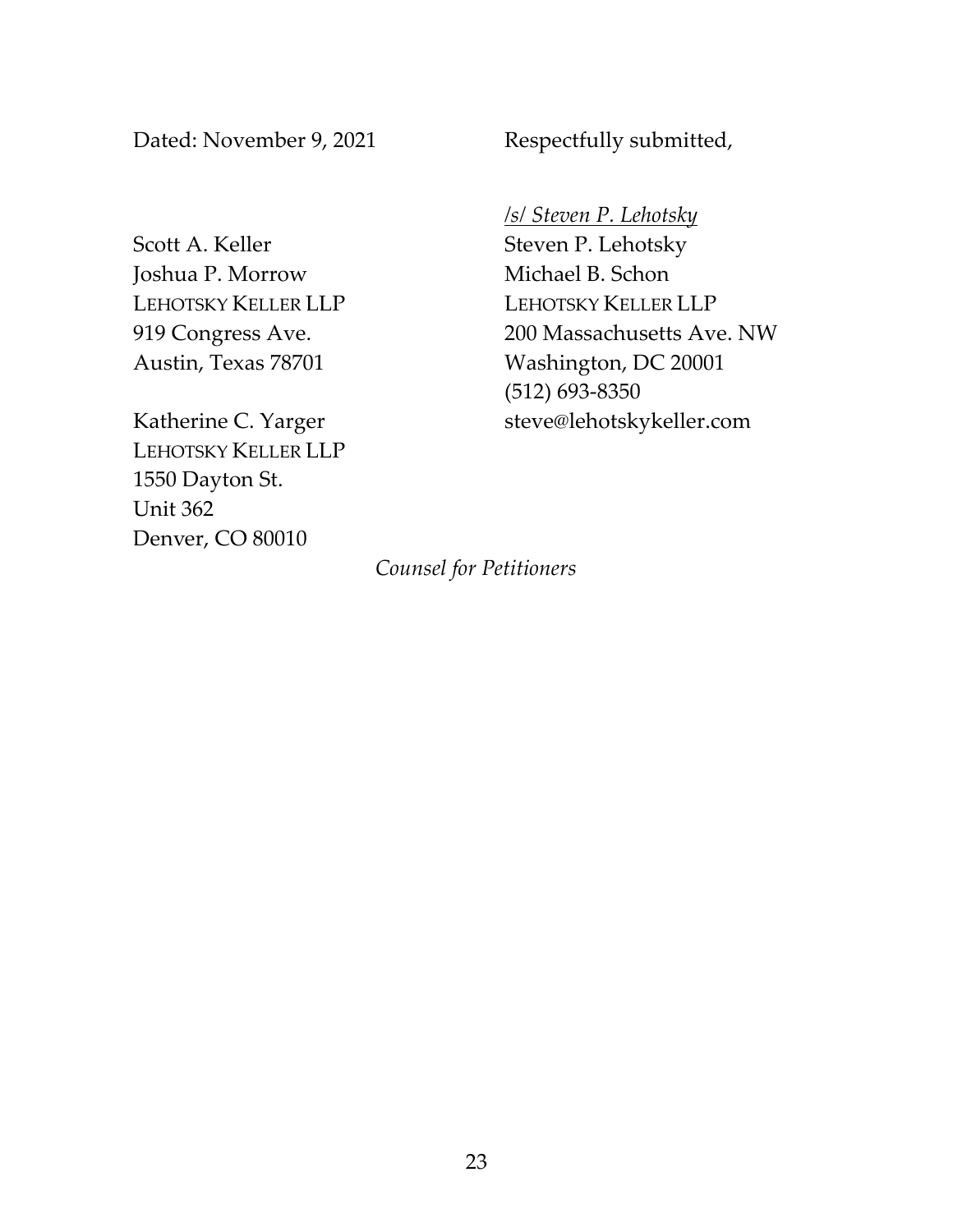Dated: November 9, 2021

Respectfully submitted,

*/s/ Steven P. Lehotsky*
Steven P. Lehotsky
Michael B. Schon
LEHOTSKY KELLER LLP
200 Massachusetts Ave. NW
Washington, DC 20001
(512) 693-8350
steve@lehotskykeller.com

Scott A. Keller
Joshua P. Morrow
LEHOTSKY KELLER LLP
919 Congress Ave.
Austin, Texas 78701

Katherine C. Yarger
LEHOTSKY KELLER LLP
1550 Dayton St.
Unit 362
Denver, CO 80010

*Counsel for Petitioners*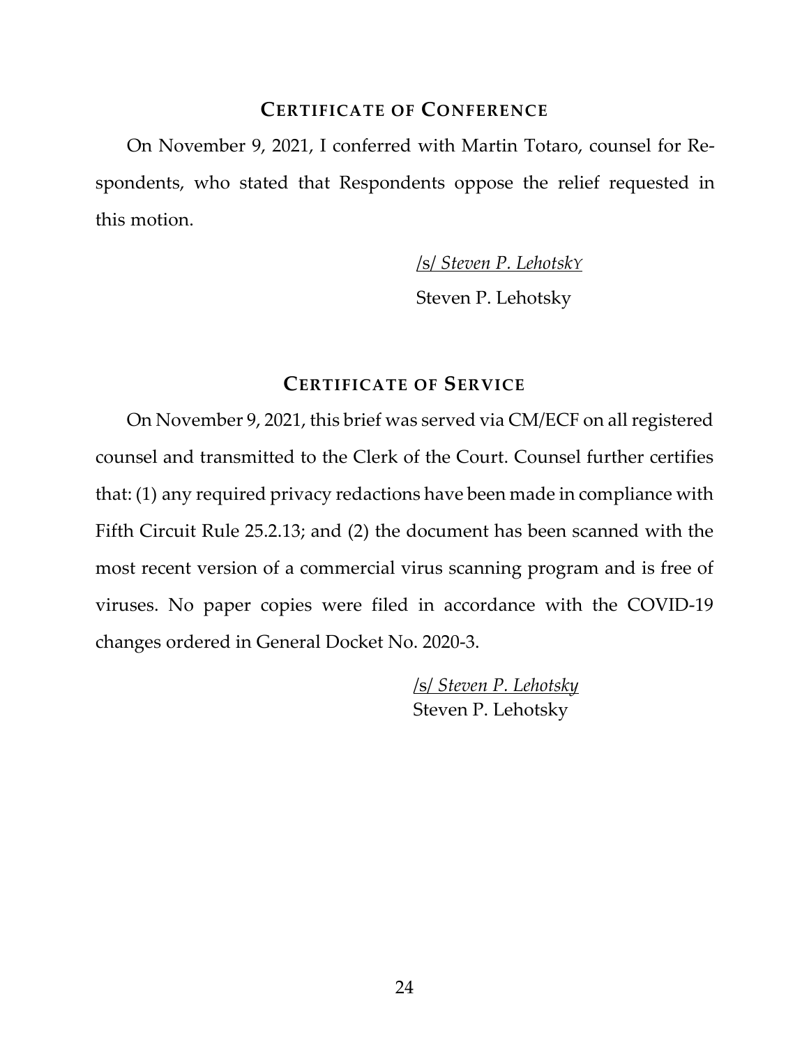## Certificate of Conference

On November 9, 2021, I conferred with Martin Totaro, counsel for Respondents, who stated that Respondents oppose the relief requested in this motion.

/s/ *Steven P. Lehotsky*
Steven P. Lehotsky

## Certificate of Service

On November 9, 2021, this brief was served via CM/ECF on all registered counsel and transmitted to the Clerk of the Court. Counsel further certifies that: (1) any required privacy redactions have been made in compliance with Fifth Circuit Rule 25.2.13; and (2) the document has been scanned with the most recent version of a commercial virus scanning program and is free of viruses. No paper copies were filed in accordance with the COVID-19 changes ordered in General Docket No. 2020-3.

/s/ *Steven P. Lehotsky*
Steven P. Lehotsky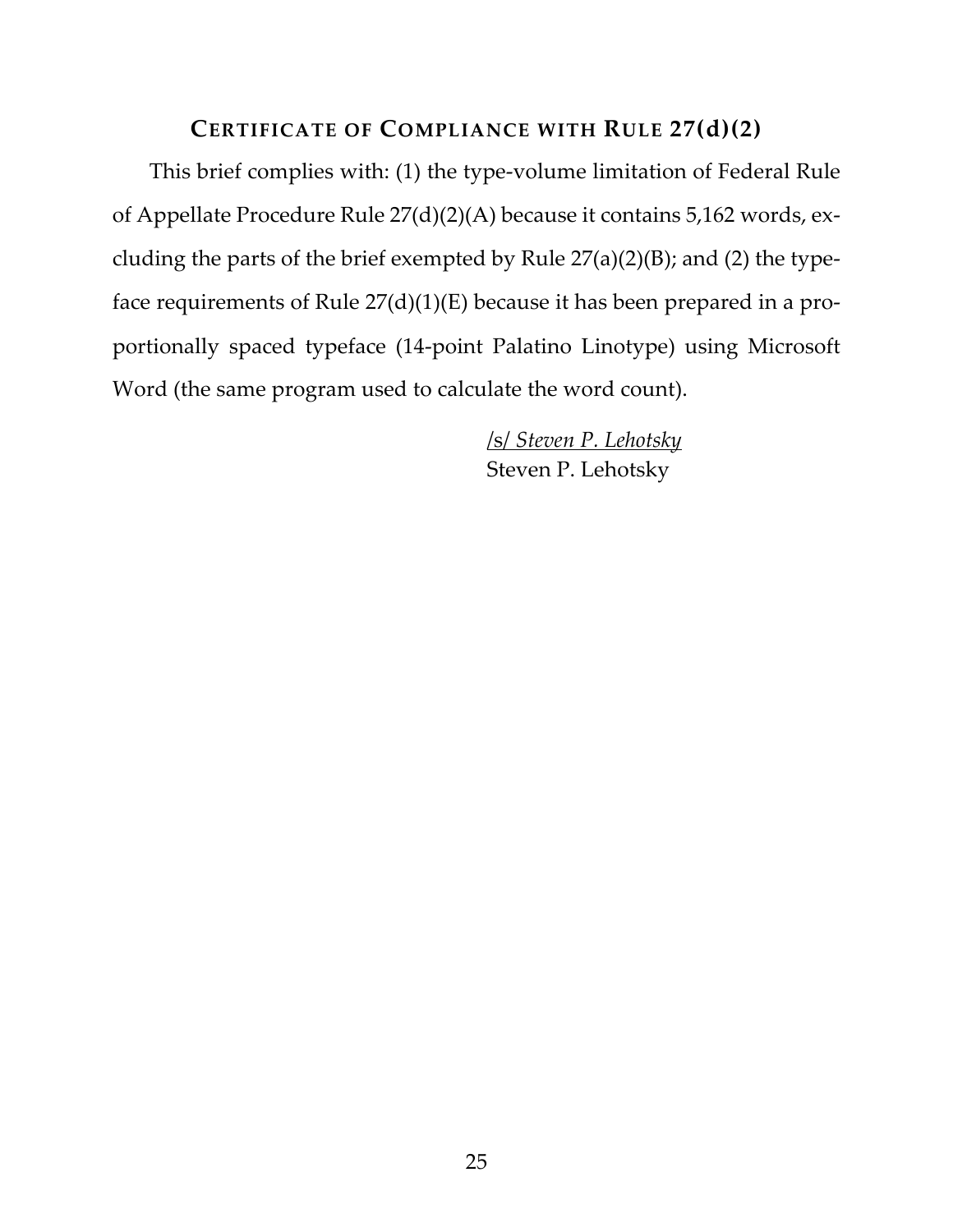## CERTIFICATE OF COMPLIANCE WITH RULE 27(d)(2)

This brief complies with: (1) the type-volume limitation of Federal Rule of Appellate Procedure Rule 27(d)(2)(A) because it contains 5,162 words, excluding the parts of the brief exempted by Rule 27(a)(2)(B); and (2) the typeface requirements of Rule 27(d)(1)(E) because it has been prepared in a proportionally spaced typeface (14-point Palatino Linotype) using Microsoft Word (the same program used to calculate the word count).

/s/ *Steven P. Lehotsky*
Steven P. Lehotsky